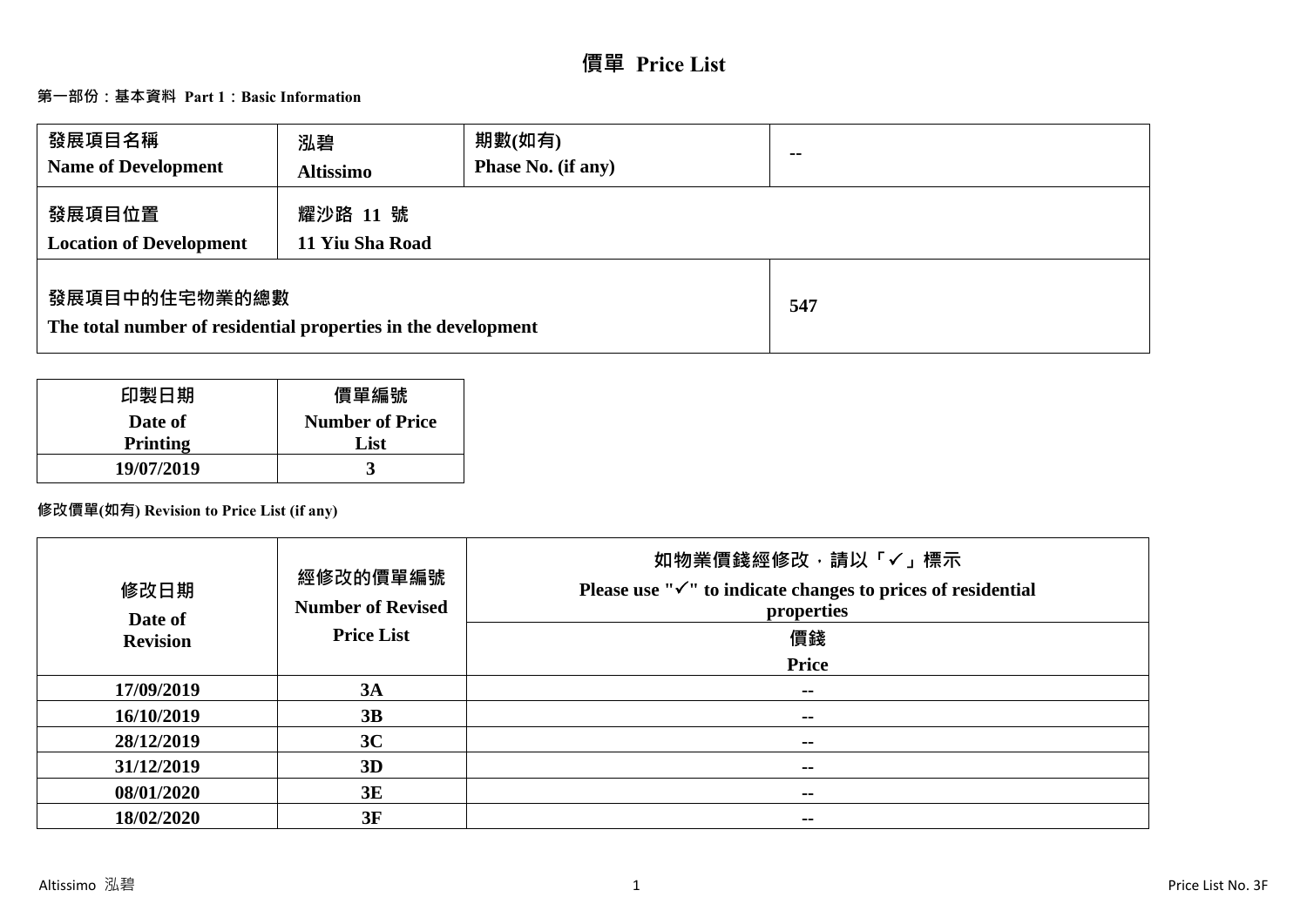# 價單 Price List

## 第一部份：基本資料 Part 1：Basic Information

| 發展項目名稱<br>Name of Development | 泓碧<br>Altissimo | 期數(如有)<br>Phase No. (if any) | -- |
|---|---|---|---|
| 發展項目位置<br>Location of Development | 耀沙路 11 號<br>11 Yiu Sha Road | | |
| 發展項目中的住宅物業的總數<br>The total number of residential properties in the development | | | 547 |

| 印製日期<br>Date of Printing | 價單編號<br>Number of Price List |
|---|---|
| 19/07/2019 | 3 |

## 修改價單(如有) Revision to Price List (if any)

| 修改日期<br>Date of Revision | 經修改的價單編號<br>Number of Revised Price List | 如物業價錢經修改，請以「✓」標示<br>Please use "✓" to indicate changes to prices of residential properties<br>價錢<br>Price |
|---|---|---|
| 17/09/2019 | 3A | -- |
| 16/10/2019 | 3B | -- |
| 28/12/2019 | 3C | -- |
| 31/12/2019 | 3D | -- |
| 08/01/2020 | 3E | -- |
| 18/02/2020 | 3F | -- |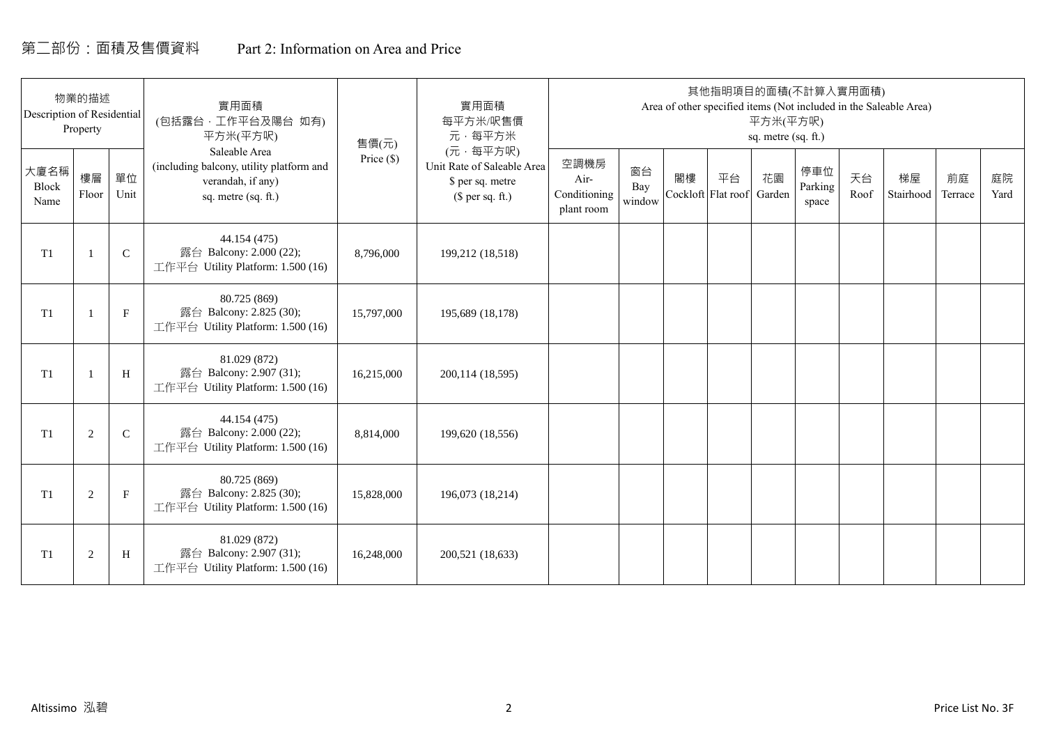# 第二部份：面積及售價資料 Part 2: Information on Area and Price

| 物業的描述 Description of Residential Property | | | 實用面積 (包括露台，工作平台及陽台 如有) 平方米(平方呎) Saleable Area (including balcony, utility platform and verandah, if any) sq. metre (sq. ft.) | 售價(元) Price ($) | 實用面積 每平方米/呎售價 元，每平方米 (元，每平方呎) Unit Rate of Saleable Area $ per sq. metre ($ per sq. ft.) | 其他指明項目的面積(不計算入實用面積) Area of other specified items (Not included in the Saleable Area) 平方米(平方呎) sq. metre (sq. ft.) | | | | | | | | | |
|---|---|---|---|---|---|---|---|---|---|---|---|---|---|---|---|
| 大廈名稱 Block Name | 樓層 Floor | 單位 Unit | | | | 空調機房 Air-Conditioning plant room | 窗台 Bay window | 閣樓 Cockloft | 平台 Flat roof | 花園 Garden | 停車位 Parking space | 天台 Roof | 梯屋 Stairhood | 前庭 Terrace | 庭院 Yard |
| T1 | 1 | C | 44.154 (475) 露台 Balcony: 2.000 (22); 工作平台 Utility Platform: 1.500 (16) | 8,796,000 | 199,212 (18,518) | | | | | | | | | | |
| T1 | 1 | F | 80.725 (869) 露台 Balcony: 2.825 (30); 工作平台 Utility Platform: 1.500 (16) | 15,797,000 | 195,689 (18,178) | | | | | | | | | | |
| T1 | 1 | H | 81.029 (872) 露台 Balcony: 2.907 (31); 工作平台 Utility Platform: 1.500 (16) | 16,215,000 | 200,114 (18,595) | | | | | | | | | | |
| T1 | 2 | C | 44.154 (475) 露台 Balcony: 2.000 (22); 工作平台 Utility Platform: 1.500 (16) | 8,814,000 | 199,620 (18,556) | | | | | | | | | | |
| T1 | 2 | F | 80.725 (869) 露台 Balcony: 2.825 (30); 工作平台 Utility Platform: 1.500 (16) | 15,828,000 | 196,073 (18,214) | | | | | | | | | | |
| T1 | 2 | H | 81.029 (872) 露台 Balcony: 2.907 (31); 工作平台 Utility Platform: 1.500 (16) | 16,248,000 | 200,521 (18,633) | | | | | | | | | | |

Altissimo 泓碧 Price List No. 3F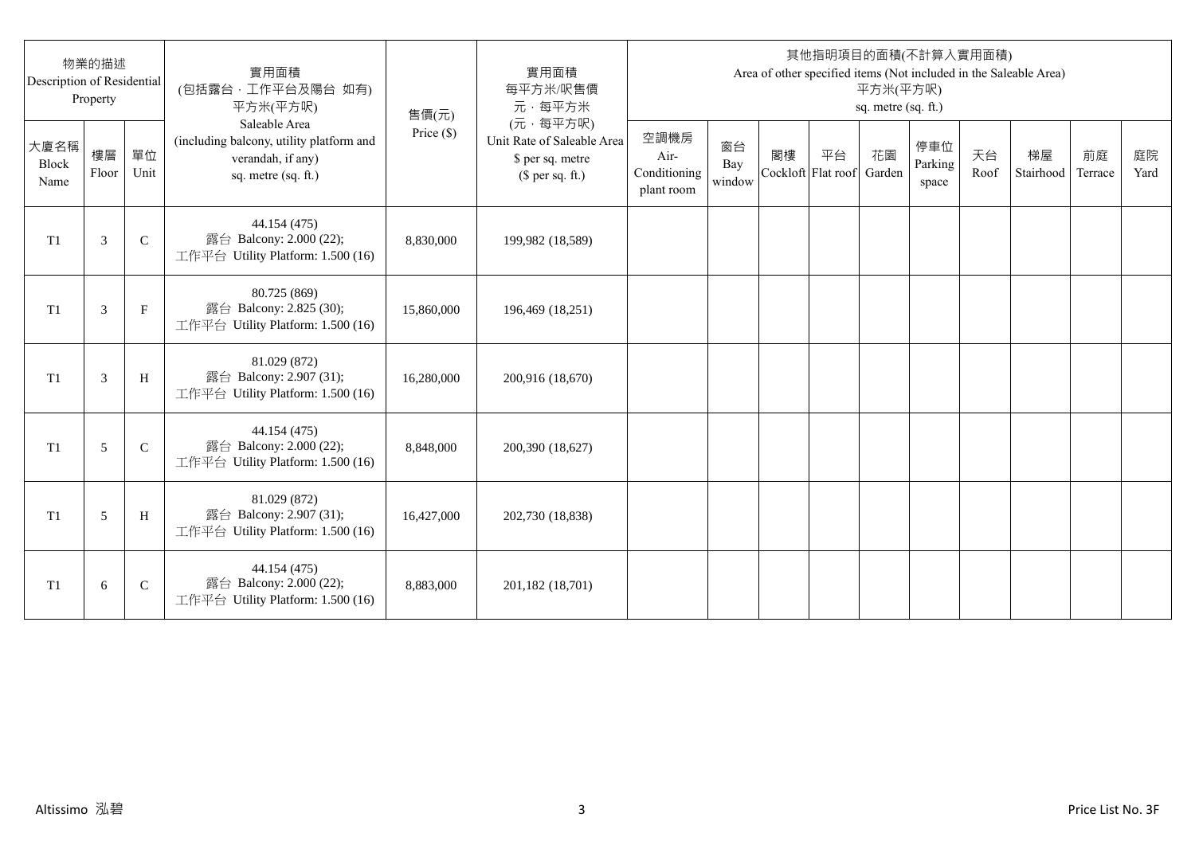| 物業的描述 Description of Residential Property | | | 實用面積 (包括露台，工作平台及陽台 如有) 平方米(平方呎) Saleable Area (including balcony, utility platform and verandah, if any) sq. metre (sq. ft.) | 售價(元) Price ($) | 實用面積 每平方米/呎售價 元，每平方米 (元，每平方呎) Unit Rate of Saleable Area $ per sq. metre ($ per sq. ft.) | 其他指明項目的面積(不計算入實用面積) Area of other specified items (Not included in the Saleable Area) 平方米(平方呎) sq. metre (sq. ft.) | | | | | | | | | |
|---|---|---|---|---|---|---|---|---|---|---|---|---|---|---|---|
| 大廈名稱 Block Name | 樓層 Floor | 單位 Unit | | | | 空調機房 Air-Conditioning plant room | 窗台 Bay window | 閣樓 Cockloft | 平台 Flat roof | 花園 Garden | 停車位 Parking space | 天台 Roof | 梯屋 Stairhood | 前庭 Terrace | 庭院 Yard |
| T1 | 3 | C | 44.154 (475) 露台 Balcony: 2.000 (22); 工作平台 Utility Platform: 1.500 (16) | 8,830,000 | 199,982 (18,589) | | | | | | | | | | |
| T1 | 3 | F | 80.725 (869) 露台 Balcony: 2.825 (30); 工作平台 Utility Platform: 1.500 (16) | 15,860,000 | 196,469 (18,251) | | | | | | | | | | |
| T1 | 3 | H | 81.029 (872) 露台 Balcony: 2.907 (31); 工作平台 Utility Platform: 1.500 (16) | 16,280,000 | 200,916 (18,670) | | | | | | | | | | |
| T1 | 5 | C | 44.154 (475) 露台 Balcony: 2.000 (22); 工作平台 Utility Platform: 1.500 (16) | 8,848,000 | 200,390 (18,627) | | | | | | | | | | |
| T1 | 5 | H | 81.029 (872) 露台 Balcony: 2.907 (31); 工作平台 Utility Platform: 1.500 (16) | 16,427,000 | 202,730 (18,838) | | | | | | | | | | |
| T1 | 6 | C | 44.154 (475) 露台 Balcony: 2.000 (22); 工作平台 Utility Platform: 1.500 (16) | 8,883,000 | 201,182 (18,701) | | | | | | | | | | |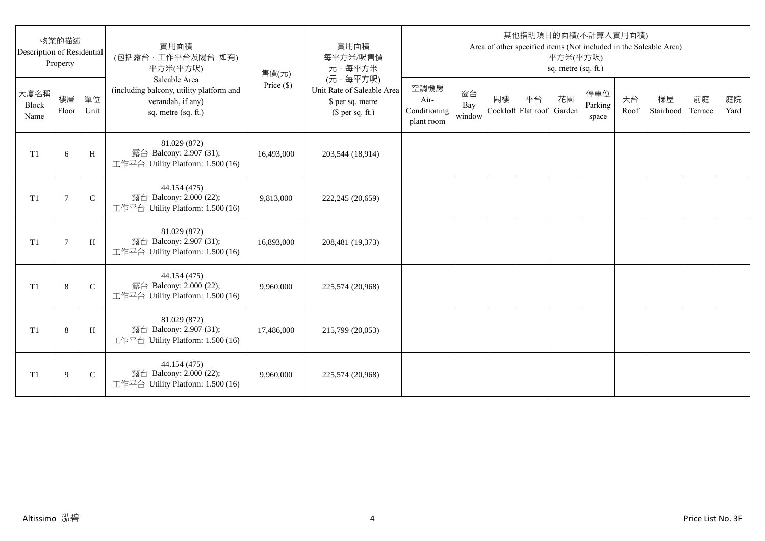| 物業的描述 Description of Residential Property | | | 實用面積 (包括露台，工作平台及陽台 如有) 平方米(平方呎) Saleable Area (including balcony, utility platform and verandah, if any) sq. metre (sq. ft.) | 售價(元) Price ($) | 實用面積 每平方米/呎售價 元，每平方米 (元，每平方呎) Unit Rate of Saleable Area $ per sq. metre ($ per sq. ft.) | 其他指明項目的面積(不計算入實用面積) Area of other specified items (Not included in the Saleable Area) 平方米(平方呎) sq. metre (sq. ft.) | | | | | | | | | |
|---|---|---|---|---|---|---|---|---|---|---|---|---|---|---|---|
| 大廈名稱 Block Name | 樓層 Floor | 單位 Unit | | | | 空調機房 Air-Conditioning plant room | 窗台 Bay window | 閣樓 Cockloft | 平台 Flat roof | 花園 Garden | 停車位 Parking space | 天台 Roof | 梯屋 Stairhood | 前庭 Terrace | 庭院 Yard |
| T1 | 6 | H | 81.029 (872) 露台 Balcony: 2.907 (31); 工作平台 Utility Platform: 1.500 (16) | 16,493,000 | 203,544 (18,914) | | | | | | | | | | |
| T1 | 7 | C | 44.154 (475) 露台 Balcony: 2.000 (22); 工作平台 Utility Platform: 1.500 (16) | 9,813,000 | 222,245 (20,659) | | | | | | | | | | |
| T1 | 7 | H | 81.029 (872) 露台 Balcony: 2.907 (31); 工作平台 Utility Platform: 1.500 (16) | 16,893,000 | 208,481 (19,373) | | | | | | | | | | |
| T1 | 8 | C | 44.154 (475) 露台 Balcony: 2.000 (22); 工作平台 Utility Platform: 1.500 (16) | 9,960,000 | 225,574 (20,968) | | | | | | | | | | |
| T1 | 8 | H | 81.029 (872) 露台 Balcony: 2.907 (31); 工作平台 Utility Platform: 1.500 (16) | 17,486,000 | 215,799 (20,053) | | | | | | | | | | |
| T1 | 9 | C | 44.154 (475) 露台 Balcony: 2.000 (22); 工作平台 Utility Platform: 1.500 (16) | 9,960,000 | 225,574 (20,968) | | | | | | | | | | |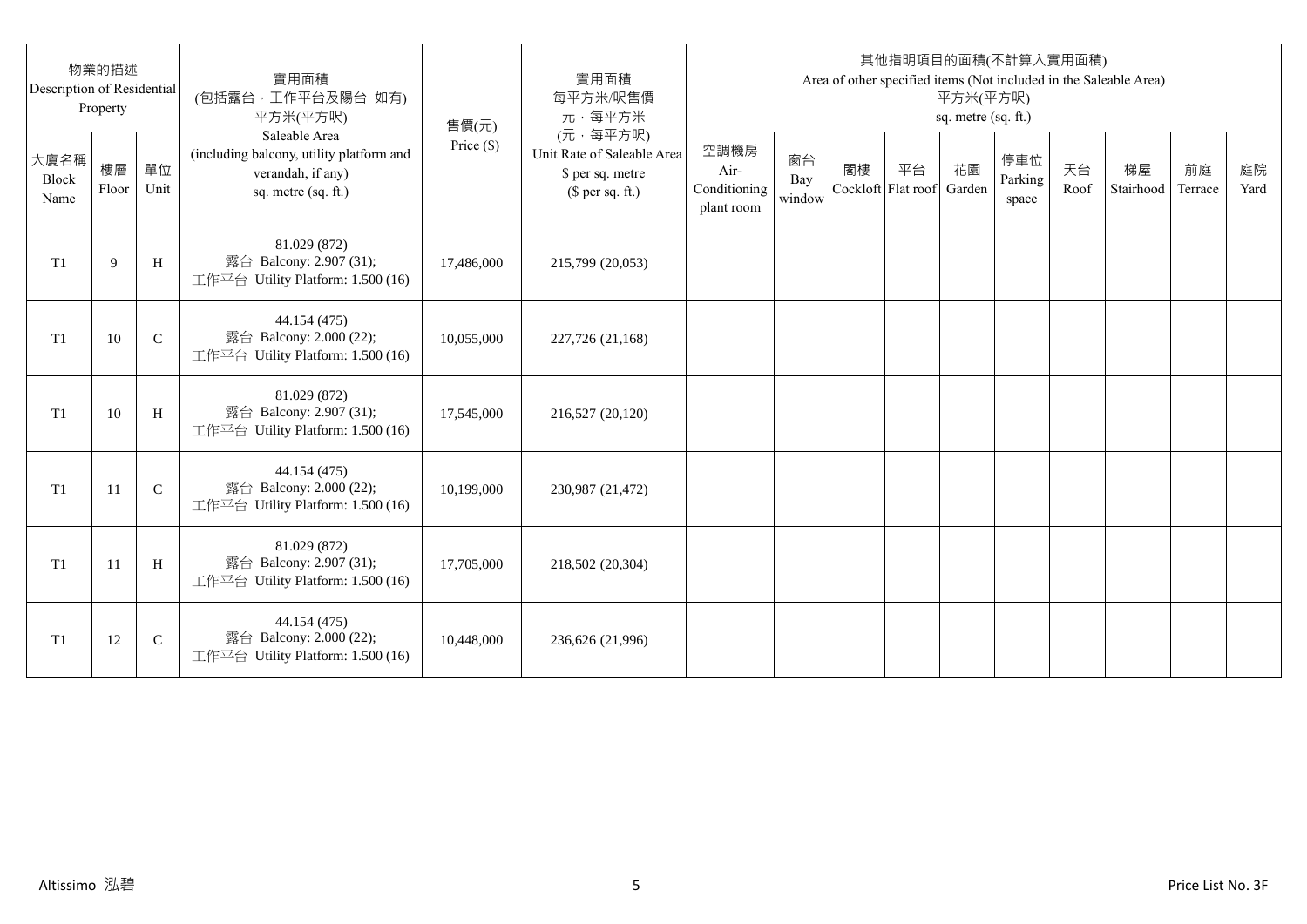| 物業的描述 Description of Residential Property | | | 實用面積 (包括露台．工作平台及陽台 如有) 平方米(平方呎) Saleable Area (including balcony, utility platform and verandah, if any) sq. metre (sq. ft.) | 售價(元) Price ($) | 實用面積 每平方米/呎售價 元．每平方米 (元．每平方呎) Unit Rate of Saleable Area $ per sq. metre ($ per sq. ft.) | 其他指明項目的面積(不計算入實用面積) Area of other specified items (Not included in the Saleable Area) 平方米(平方呎) sq. metre (sq. ft.) | | | | | | | | | |
|---|---|---|---|---|---|---|---|---|---|---|---|---|---|---|---|
| 大廈名稱 Block Name | 樓層 Floor | 單位 Unit | | | | 空調機房 Air-Conditioning plant room | 窗台 Bay window | 閣樓 Cockloft | 平台 Flat roof | 花園 Garden | 停車位 Parking space | 天台 Roof | 梯屋 Stairhood | 前庭 Terrace | 庭院 Yard |
| T1 | 9 | H | 81.029 (872) 露台 Balcony: 2.907 (31); 工作平台 Utility Platform: 1.500 (16) | 17,486,000 | 215,799 (20,053) | | | | | | | | | | |
| T1 | 10 | C | 44.154 (475) 露台 Balcony: 2.000 (22); 工作平台 Utility Platform: 1.500 (16) | 10,055,000 | 227,726 (21,168) | | | | | | | | | | |
| T1 | 10 | H | 81.029 (872) 露台 Balcony: 2.907 (31); 工作平台 Utility Platform: 1.500 (16) | 17,545,000 | 216,527 (20,120) | | | | | | | | | | |
| T1 | 11 | C | 44.154 (475) 露台 Balcony: 2.000 (22); 工作平台 Utility Platform: 1.500 (16) | 10,199,000 | 230,987 (21,472) | | | | | | | | | | |
| T1 | 11 | H | 81.029 (872) 露台 Balcony: 2.907 (31); 工作平台 Utility Platform: 1.500 (16) | 17,705,000 | 218,502 (20,304) | | | | | | | | | | |
| T1 | 12 | C | 44.154 (475) 露台 Balcony: 2.000 (22); 工作平台 Utility Platform: 1.500 (16) | 10,448,000 | 236,626 (21,996) | | | | | | | | | | |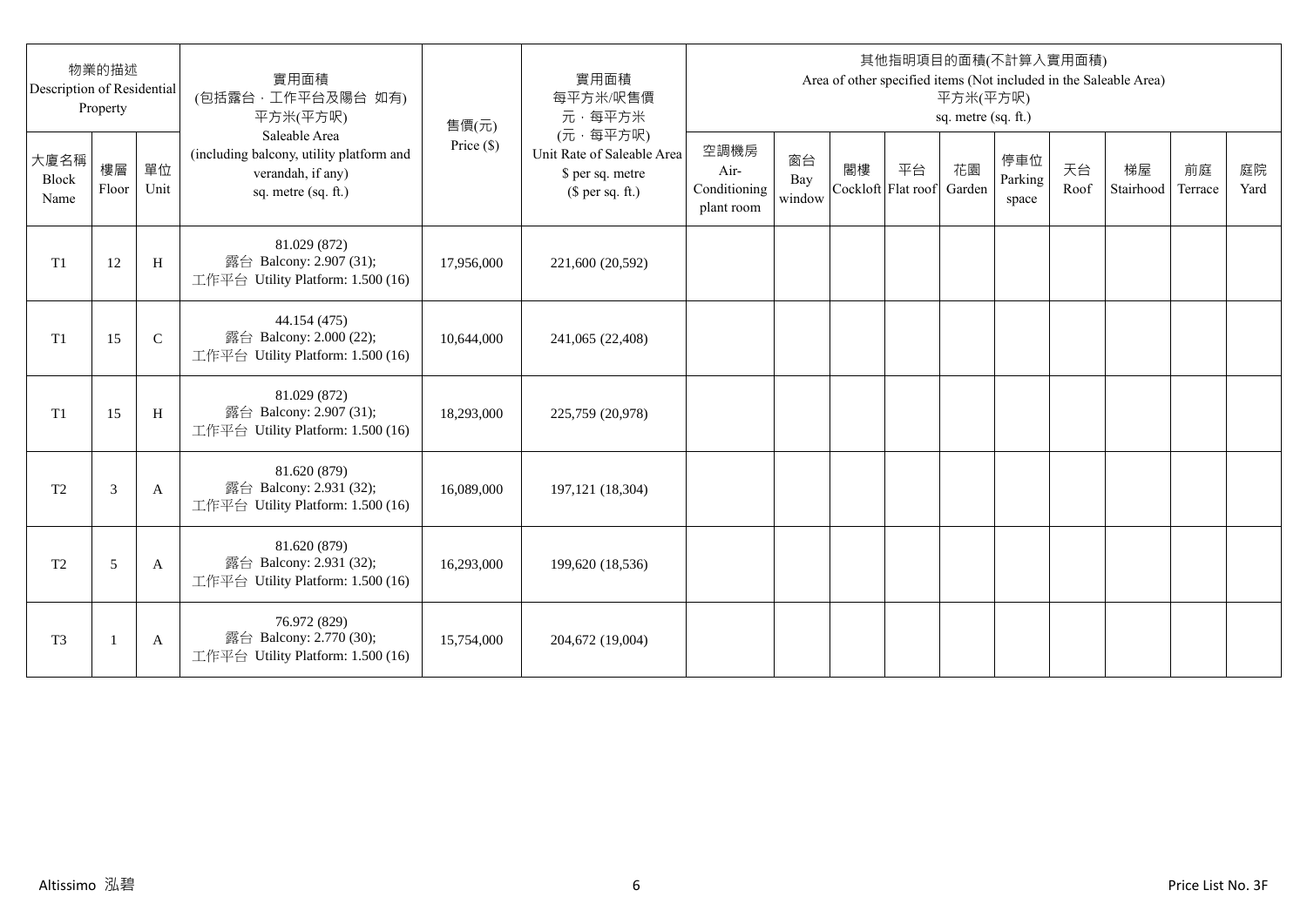| 物業的描述 Description of Residential Property | | | 實用面積 (包括露台，工作平台及陽台 如有) 平方米(平方呎) Saleable Area (including balcony, utility platform and verandah, if any) sq. metre (sq. ft.) | 售價(元) Price ($) | 實用面積 每平方米/呎售價 元，每平方米 (元，每平方呎) Unit Rate of Saleable Area $ per sq. metre ($ per sq. ft.) | 其他指明項目的面積(不計算入實用面積) Area of other specified items (Not included in the Saleable Area) 平方米(平方呎) sq. metre (sq. ft.) | | | | | | | | | |
|---|---|---|---|---|---|---|---|---|---|---|---|---|---|---|---|
| 大廈名稱 Block Name | 樓層 Floor | 單位 Unit | | | | 空調機房 Air-Conditioning plant room | 窗台 Bay window | 閣樓 Cockloft | 平台 Flat roof | 花園 Garden | 停車位 Parking space | 天台 Roof | 梯屋 Stairhood | 前庭 Terrace | 庭院 Yard |
| T1 | 12 | H | 81.029 (872) 露台 Balcony: 2.907 (31); 工作平台 Utility Platform: 1.500 (16) | 17,956,000 | 221,600 (20,592) | | | | | | | | | | |
| T1 | 15 | C | 44.154 (475) 露台 Balcony: 2.000 (22); 工作平台 Utility Platform: 1.500 (16) | 10,644,000 | 241,065 (22,408) | | | | | | | | | | |
| T1 | 15 | H | 81.029 (872) 露台 Balcony: 2.907 (31); 工作平台 Utility Platform: 1.500 (16) | 18,293,000 | 225,759 (20,978) | | | | | | | | | | |
| T2 | 3 | A | 81.620 (879) 露台 Balcony: 2.931 (32); 工作平台 Utility Platform: 1.500 (16) | 16,089,000 | 197,121 (18,304) | | | | | | | | | | |
| T2 | 5 | A | 81.620 (879) 露台 Balcony: 2.931 (32); 工作平台 Utility Platform: 1.500 (16) | 16,293,000 | 199,620 (18,536) | | | | | | | | | | |
| T3 | 1 | A | 76.972 (829) 露台 Balcony: 2.770 (30); 工作平台 Utility Platform: 1.500 (16) | 15,754,000 | 204,672 (19,004) | | | | | | | | | | |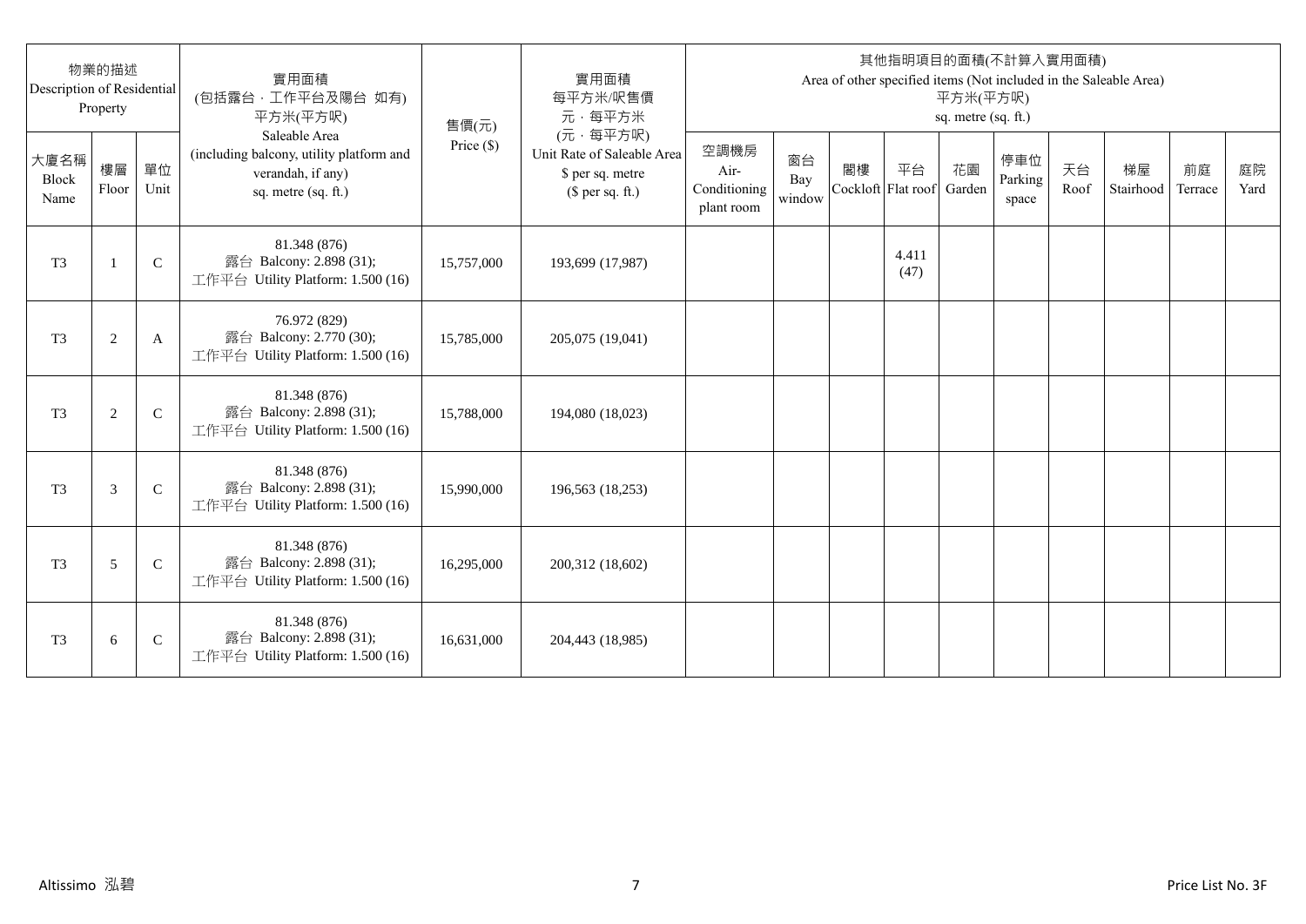| 物業的描述 Description of Residential Property | | | 實用面積 (包括露台，工作平台及陽台 如有) 平方米(平方呎) Saleable Area (including balcony, utility platform and verandah, if any) sq. metre (sq. ft.) | 售價(元) Price ($) | 實用面積 每平方米/呎售價 元，每平方米 (元，每平方呎) Unit Rate of Saleable Area $ per sq. metre ($ per sq. ft.) | 其他指明項目的面積(不計算入實用面積) Area of other specified items (Not included in the Saleable Area) 平方米(平方呎) sq. metre (sq. ft.) | | | | | | | | | |
|---|---|---|---|---|---|---|---|---|---|---|---|---|---|---|---|
| 大廈名稱 Block Name | 樓層 Floor | 單位 Unit | | | | 空調機房 Air-Conditioning plant room | 窗台 Bay window | 閣樓 Cockloft | 平台 Flat roof | 花園 Garden | 停車位 Parking space | 天台 Roof | 梯屋 Stairhood | 前庭 Terrace | 庭院 Yard |
| T3 | 1 | C | 81.348 (876) 露台 Balcony: 2.898 (31); 工作平台 Utility Platform: 1.500 (16) | 15,757,000 | 193,699 (17,987) | | | | 4.411 (47) | | | | | | |
| T3 | 2 | A | 76.972 (829) 露台 Balcony: 2.770 (30); 工作平台 Utility Platform: 1.500 (16) | 15,785,000 | 205,075 (19,041) | | | | | | | | | | |
| T3 | 2 | C | 81.348 (876) 露台 Balcony: 2.898 (31); 工作平台 Utility Platform: 1.500 (16) | 15,788,000 | 194,080 (18,023) | | | | | | | | | | |
| T3 | 3 | C | 81.348 (876) 露台 Balcony: 2.898 (31); 工作平台 Utility Platform: 1.500 (16) | 15,990,000 | 196,563 (18,253) | | | | | | | | | | |
| T3 | 5 | C | 81.348 (876) 露台 Balcony: 2.898 (31); 工作平台 Utility Platform: 1.500 (16) | 16,295,000 | 200,312 (18,602) | | | | | | | | | | |
| T3 | 6 | C | 81.348 (876) 露台 Balcony: 2.898 (31); 工作平台 Utility Platform: 1.500 (16) | 16,631,000 | 204,443 (18,985) | | | | | | | | | | |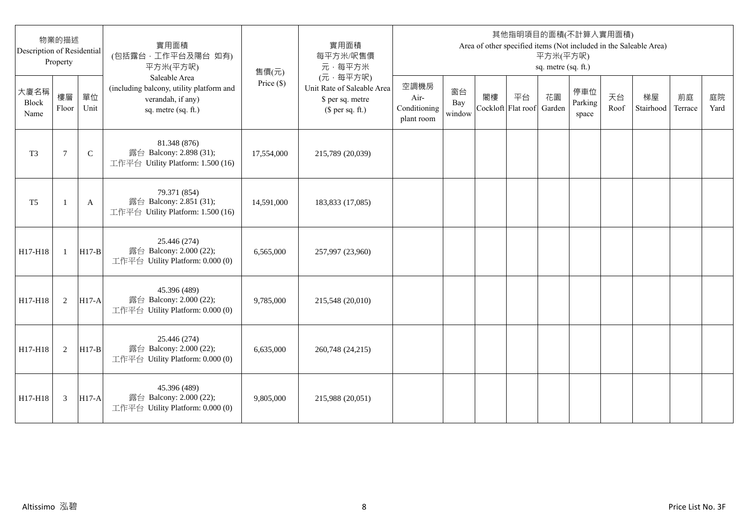| 物業的描述 Description of Residential Property | | | 實用面積 (包括露台，工作平台及陽台 如有) 平方米(平方呎) Saleable Area (including balcony, utility platform and verandah, if any) sq. metre (sq. ft.) | 售價(元) Price ($) | 實用面積 每平方米/呎售價 元，每平方米 (元，每平方呎) Unit Rate of Saleable Area $ per sq. metre ($ per sq. ft.) | 其他指明項目的面積(不計算入實用面積) Area of other specified items (Not included in the Saleable Area) 平方米(平方呎) sq. metre (sq. ft.) | | | | | | | | | |
|---|---|---|---|---|---|---|---|---|---|---|---|---|---|---|---|
| 大廈名稱 Block Name | 樓層 Floor | 單位 Unit | | | | 空調機房 Air-Conditioning plant room | 窗台 Bay window | 閣樓 Cockloft | 平台 Flat roof | 花園 Garden | 停車位 Parking space | 天台 Roof | 梯屋 Stairhood | 前庭 Terrace | 庭院 Yard |
| T3 | 7 | C | 81.348 (876) 露台 Balcony: 2.898 (31); 工作平台 Utility Platform: 1.500 (16) | 17,554,000 | 215,789 (20,039) | | | | | | | | | | |
| T5 | 1 | A | 79.371 (854) 露台 Balcony: 2.851 (31); 工作平台 Utility Platform: 1.500 (16) | 14,591,000 | 183,833 (17,085) | | | | | | | | | | |
| H17-H18 | 1 | H17-B | 25.446 (274) 露台 Balcony: 2.000 (22); 工作平台 Utility Platform: 0.000 (0) | 6,565,000 | 257,997 (23,960) | | | | | | | | | | |
| H17-H18 | 2 | H17-A | 45.396 (489) 露台 Balcony: 2.000 (22); 工作平台 Utility Platform: 0.000 (0) | 9,785,000 | 215,548 (20,010) | | | | | | | | | | |
| H17-H18 | 2 | H17-B | 25.446 (274) 露台 Balcony: 2.000 (22); 工作平台 Utility Platform: 0.000 (0) | 6,635,000 | 260,748 (24,215) | | | | | | | | | | |
| H17-H18 | 3 | H17-A | 45.396 (489) 露台 Balcony: 2.000 (22); 工作平台 Utility Platform: 0.000 (0) | 9,805,000 | 215,988 (20,051) | | | | | | | | | | |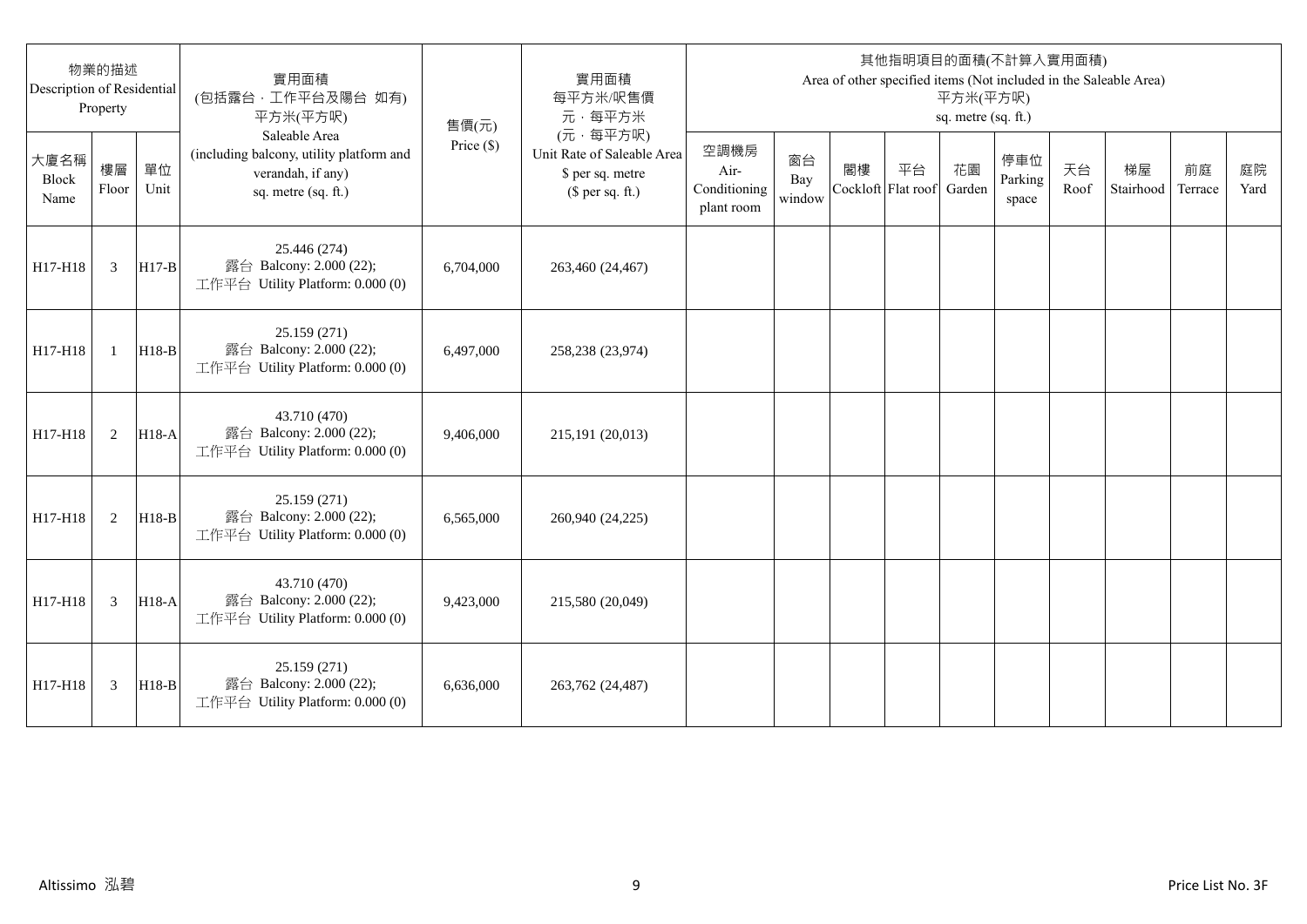| 物業的描述 Description of Residential Property | | | 實用面積 (包括露台，工作平台及陽台 如有) 平方米(平方呎) Saleable Area (including balcony, utility platform and verandah, if any) sq. metre (sq. ft.) | 售價(元) Price ($) | 實用面積 每平方米/呎售價 元，每平方米 (元，每平方呎) Unit Rate of Saleable Area $ per sq. metre ($ per sq. ft.) | 其他指明項目的面積(不計算入實用面積) Area of other specified items (Not included in the Saleable Area) 平方米(平方呎) sq. metre (sq. ft.) | | | | | | | | | |
|---|---|---|---|---|---|---|---|---|---|---|---|---|---|---|---|
| 大廈名稱 Block Name | 樓層 Floor | 單位 Unit | | | | 空調機房 Air-Conditioning plant room | 窗台 Bay window | 閣樓 Cockloft | 平台 Flat roof | 花園 Garden | 停車位 Parking space | 天台 Roof | 梯屋 Stairhood | 前庭 Terrace | 庭院 Yard |
| H17-H18 | 3 | H17-B | 25.446 (274) 露台 Balcony: 2.000 (22); 工作平台 Utility Platform: 0.000 (0) | 6,704,000 | 263,460 (24,467) | | | | | | | | | | |
| H17-H18 | 1 | H18-B | 25.159 (271) 露台 Balcony: 2.000 (22); 工作平台 Utility Platform: 0.000 (0) | 6,497,000 | 258,238 (23,974) | | | | | | | | | | |
| H17-H18 | 2 | H18-A | 43.710 (470) 露台 Balcony: 2.000 (22); 工作平台 Utility Platform: 0.000 (0) | 9,406,000 | 215,191 (20,013) | | | | | | | | | | |
| H17-H18 | 2 | H18-B | 25.159 (271) 露台 Balcony: 2.000 (22); 工作平台 Utility Platform: 0.000 (0) | 6,565,000 | 260,940 (24,225) | | | | | | | | | | |
| H17-H18 | 3 | H18-A | 43.710 (470) 露台 Balcony: 2.000 (22); 工作平台 Utility Platform: 0.000 (0) | 9,423,000 | 215,580 (20,049) | | | | | | | | | | |
| H17-H18 | 3 | H18-B | 25.159 (271) 露台 Balcony: 2.000 (22); 工作平台 Utility Platform: 0.000 (0) | 6,636,000 | 263,762 (24,487) | | | | | | | | | | |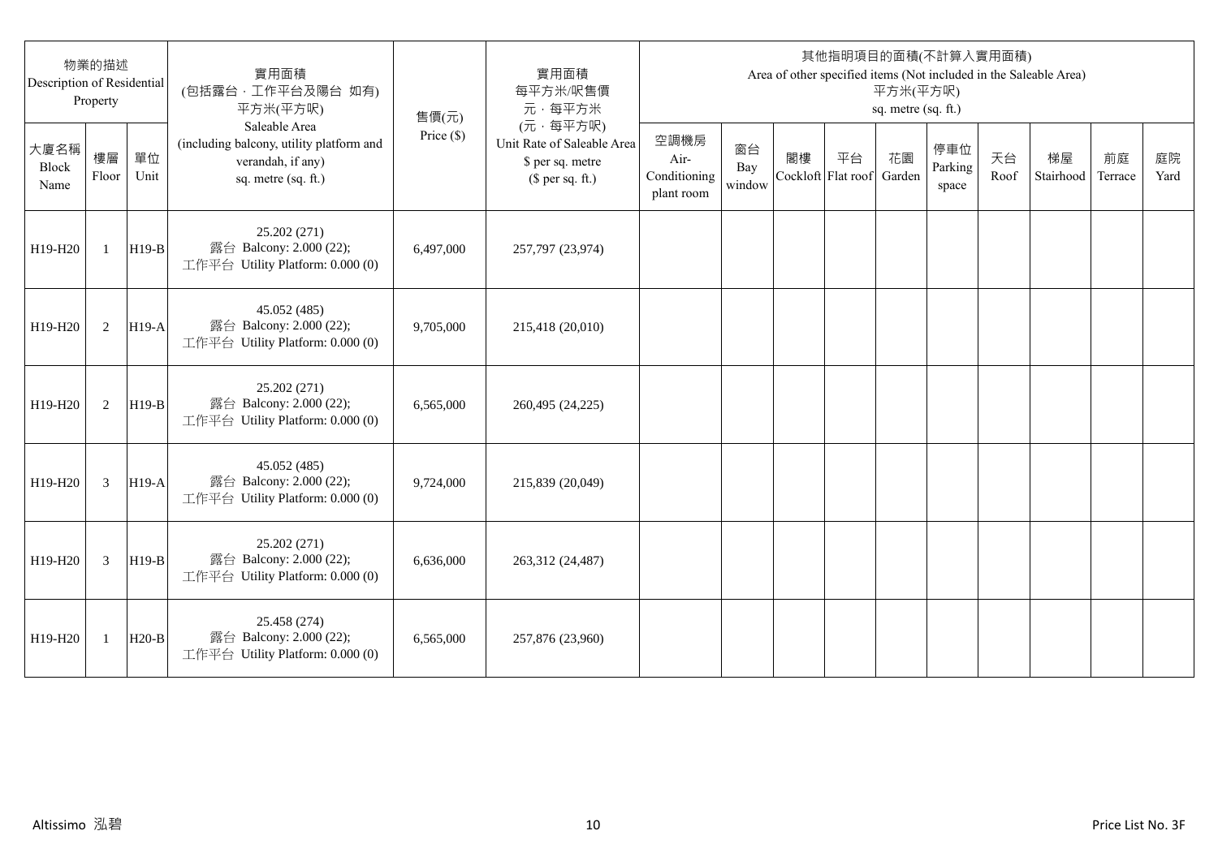| 物業的描述 Description of Residential Property | | | 實用面積 (包括露台，工作平台及陽台 如有) 平方米(平方呎) Saleable Area (including balcony, utility platform and verandah, if any) sq. metre (sq. ft.) | 售價(元) Price ($) | 實用面積 每平方米/呎售價 元，每平方米 (元，每平方呎) Unit Rate of Saleable Area $ per sq. metre ($ per sq. ft.) | 其他指明項目的面積(不計算入實用面積) Area of other specified items (Not included in the Saleable Area) 平方米(平方呎) sq. metre (sq. ft.) | | | | | | | | | |
|---|---|---|---|---|---|---|---|---|---|---|---|---|---|---|---|
| 大廈名稱 Block Name | 樓層 Floor | 單位 Unit | | | | 空調機房 Air-Conditioning plant room | 窗台 Bay window | 閣樓 Cockloft | 平台 Flat roof | 花園 Garden | 停車位 Parking space | 天台 Roof | 梯屋 Stairhood | 前庭 Terrace | 庭院 Yard |
| H19-H20 | 1 | H19-B | 25.202 (271) 露台 Balcony: 2.000 (22); 工作平台 Utility Platform: 0.000 (0) | 6,497,000 | 257,797 (23,974) | | | | | | | | | | |
| H19-H20 | 2 | H19-A | 45.052 (485) 露台 Balcony: 2.000 (22); 工作平台 Utility Platform: 0.000 (0) | 9,705,000 | 215,418 (20,010) | | | | | | | | | | |
| H19-H20 | 2 | H19-B | 25.202 (271) 露台 Balcony: 2.000 (22); 工作平台 Utility Platform: 0.000 (0) | 6,565,000 | 260,495 (24,225) | | | | | | | | | | |
| H19-H20 | 3 | H19-A | 45.052 (485) 露台 Balcony: 2.000 (22); 工作平台 Utility Platform: 0.000 (0) | 9,724,000 | 215,839 (20,049) | | | | | | | | | | |
| H19-H20 | 3 | H19-B | 25.202 (271) 露台 Balcony: 2.000 (22); 工作平台 Utility Platform: 0.000 (0) | 6,636,000 | 263,312 (24,487) | | | | | | | | | | |
| H19-H20 | 1 | H20-B | 25.458 (274) 露台 Balcony: 2.000 (22); 工作平台 Utility Platform: 0.000 (0) | 6,565,000 | 257,876 (23,960) | | | | | | | | | | |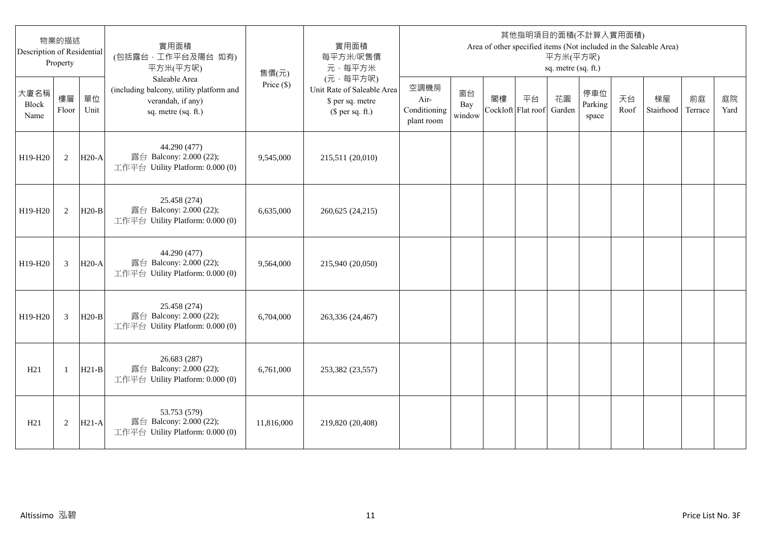| 物業的描述 Description of Residential Property | | | 實用面積 (包括露台，工作平台及陽台 如有) 平方米(平方呎) Saleable Area (including balcony, utility platform and verandah, if any) sq. metre (sq. ft.) | 售價(元) Price ($) | 實用面積 每平方米/呎售價 元，每平方米 (元，每平方呎) Unit Rate of Saleable Area $ per sq. metre ($ per sq. ft.) | 其他指明項目的面積(不計算入實用面積) Area of other specified items (Not included in the Saleable Area) 平方米(平方呎) sq. metre (sq. ft.) | | | | | | | | | |
|---|---|---|---|---|---|---|---|---|---|---|---|---|---|---|---|
| 大廈名稱 Block Name | 樓層 Floor | 單位 Unit | | | | 空調機房 Air-Conditioning plant room | 窗台 Bay window | 閣樓 Cockloft | 平台 Flat roof | 花園 Garden | 停車位 Parking space | 天台 Roof | 梯屋 Stairhood | 前庭 Terrace | 庭院 Yard |
| H19-H20 | 2 | H20-A | 44.290 (477) 露台 Balcony: 2.000 (22); 工作平台 Utility Platform: 0.000 (0) | 9,545,000 | 215,511 (20,010) | | | | | | | | | | |
| H19-H20 | 2 | H20-B | 25.458 (274) 露台 Balcony: 2.000 (22); 工作平台 Utility Platform: 0.000 (0) | 6,635,000 | 260,625 (24,215) | | | | | | | | | | |
| H19-H20 | 3 | H20-A | 44.290 (477) 露台 Balcony: 2.000 (22); 工作平台 Utility Platform: 0.000 (0) | 9,564,000 | 215,940 (20,050) | | | | | | | | | | |
| H19-H20 | 3 | H20-B | 25.458 (274) 露台 Balcony: 2.000 (22); 工作平台 Utility Platform: 0.000 (0) | 6,704,000 | 263,336 (24,467) | | | | | | | | | | |
| H21 | 1 | H21-B | 26.683 (287) 露台 Balcony: 2.000 (22); 工作平台 Utility Platform: 0.000 (0) | 6,761,000 | 253,382 (23,557) | | | | | | | | | | |
| H21 | 2 | H21-A | 53.753 (579) 露台 Balcony: 2.000 (22); 工作平台 Utility Platform: 0.000 (0) | 11,816,000 | 219,820 (20,408) | | | | | | | | | | |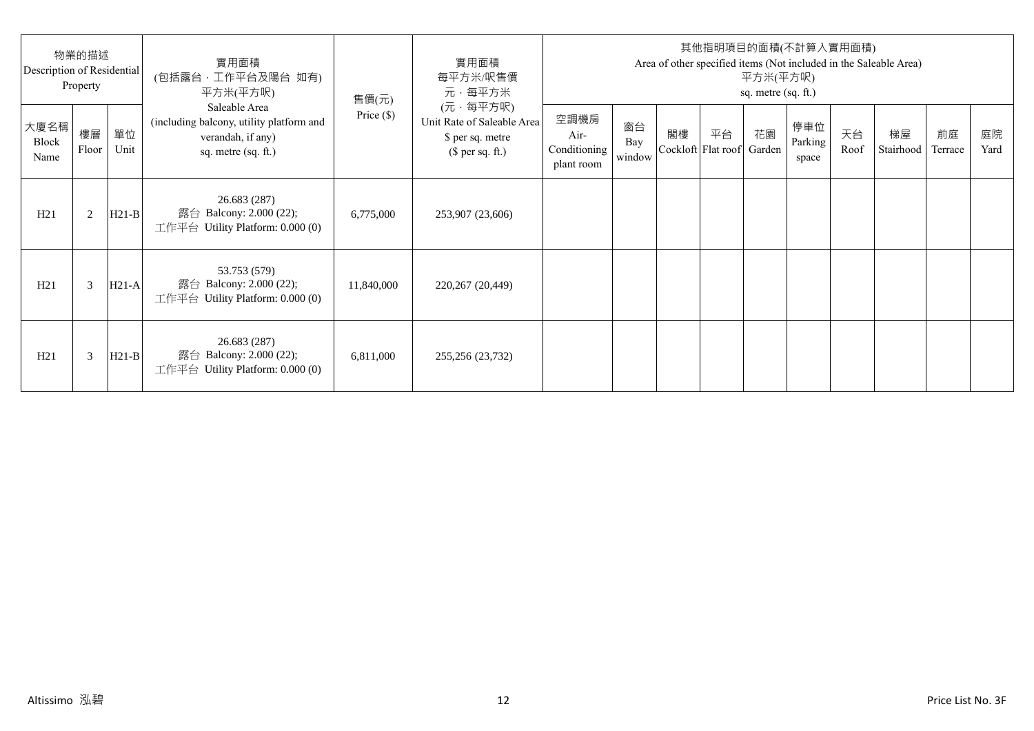| 物業的描述 Description of Residential Property | | | 實用面積 (包括露台，工作平台及陽台 如有) 平方米(平方呎) Saleable Area (including balcony, utility platform and verandah, if any) sq. metre (sq. ft.) | 售價(元) Price ($) | 實用面積 每平方米/呎售價 元，每平方米 (元，每平方呎) Unit Rate of Saleable Area $ per sq. metre ($ per sq. ft.) | 其他指明項目的面積(不計算入實用面積) Area of other specified items (Not included in the Saleable Area) 平方米(平方呎) sq. metre (sq. ft.) | | | | | | | | | |
|---|---|---|---|---|---|---|---|---|---|---|---|---|---|---|---|
| 大廈名稱 Block Name | 樓層 Floor | 單位 Unit | | | | 空調機房 Air-Conditioning plant room | 窗台 Bay window | 閣樓 Cockloft | 平台 Flat roof | 花園 Garden | 停車位 Parking space | 天台 Roof | 梯屋 Stairhood | 前庭 Terrace | 庭院 Yard |
| H21 | 2 | H21-B | 26.683 (287) 露台 Balcony: 2.000 (22); 工作平台 Utility Platform: 0.000 (0) | 6,775,000 | 253,907 (23,606) | | | | | | | | | | |
| H21 | 3 | H21-A | 53.753 (579) 露台 Balcony: 2.000 (22); 工作平台 Utility Platform: 0.000 (0) | 11,840,000 | 220,267 (20,449) | | | | | | | | | | |
| H21 | 3 | H21-B | 26.683 (287) 露台 Balcony: 2.000 (22); 工作平台 Utility Platform: 0.000 (0) | 6,811,000 | 255,256 (23,732) | | | | | | | | | | |

Altissimo 泓碧

Price List No. 3F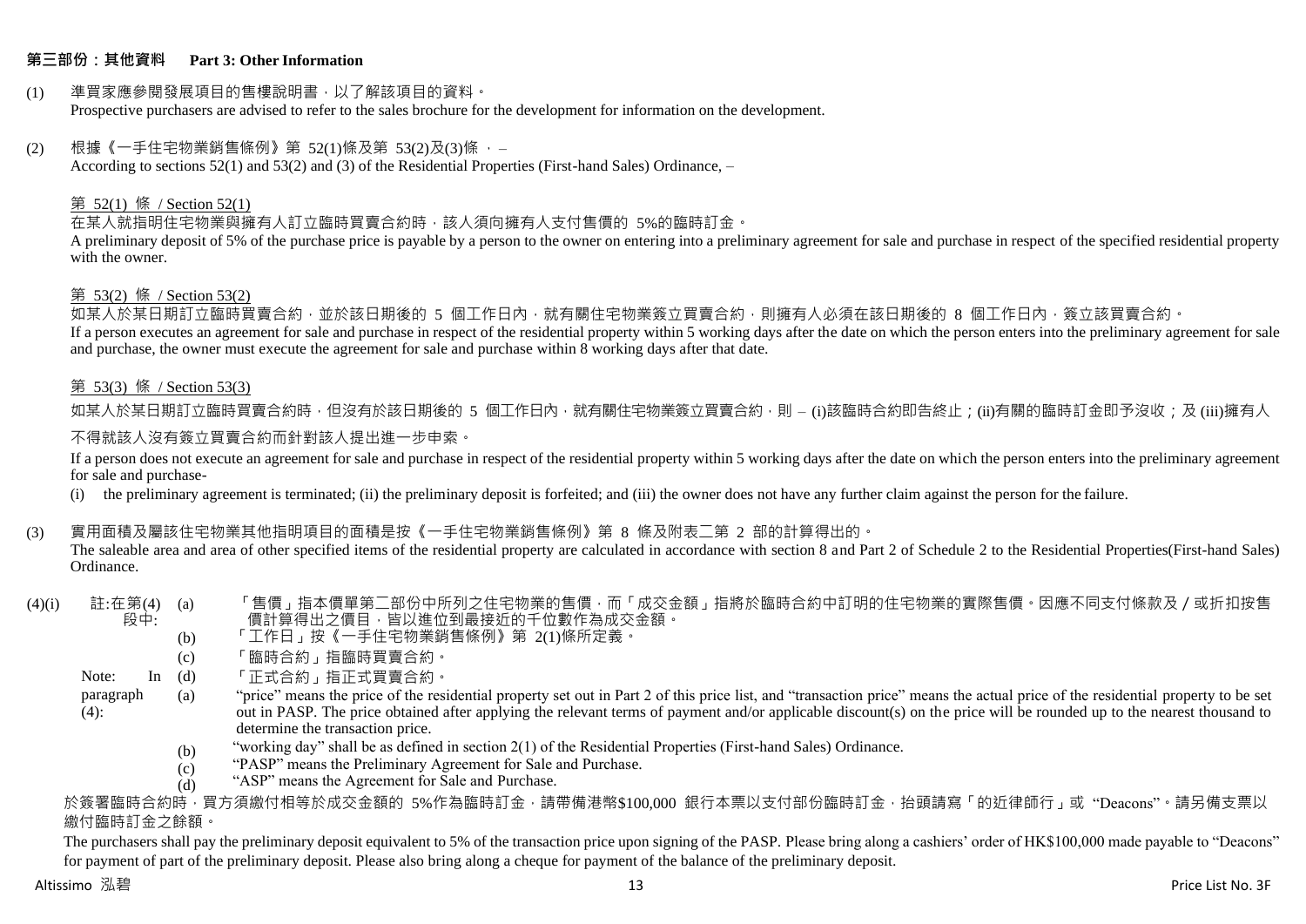## 第三部份：其他資料 Part 3: Other Information

(1) 準買家應參閱發展項目的售樓說明書，以了解該項目的資料。
Prospective purchasers are advised to refer to the sales brochure for the development for information on the development.

(2) 根據《一手住宅物業銷售條例》第 52(1)條及第 53(2)及(3)條 ， –
According to sections 52(1) and 53(2) and (3) of the Residential Properties (First-hand Sales) Ordinance, –

第 52(1) 條 / Section 52(1)

在某人就指明住宅物業與擁有人訂立臨時買賣合約時，該人須向擁有人支付售價的 5%的臨時訂金。
A preliminary deposit of 5% of the purchase price is payable by a person to the owner on entering into a preliminary agreement for sale and purchase in respect of the specified residential property with the owner.

第 53(2) 條 / Section 53(2)

如某人於某日期訂立臨時買賣合約，並於該日期後的 5 個工作日內，就有關住宅物業簽立買賣合約，則擁有人必須在該日期後的 8 個工作日內，簽立該買賣合約。
If a person executes an agreement for sale and purchase in respect of the residential property within 5 working days after the date on which the person enters into the preliminary agreement for sale and purchase, the owner must execute the agreement for sale and purchase within 8 working days after that date.

第 53(3) 條 / Section 53(3)

如某人於某日期訂立臨時買賣合約時，但沒有於該日期後的 5 個工作日內，就有關住宅物業簽立買賣合約，則 – (i)該臨時合約即告終止；(ii)有關的臨時訂金即予沒收；及 (iii)擁有人不得就該人沒有簽立買賣合約而針對該人提出進一步申索。

If a person does not execute an agreement for sale and purchase in respect of the residential property within 5 working days after the date on which the person enters into the preliminary agreement for sale and purchase-

(i) the preliminary agreement is terminated; (ii) the preliminary deposit is forfeited; and (iii) the owner does not have any further claim against the person for the failure.

(3) 實用面積及屬該住宅物業其他指明項目的面積是按《一手住宅物業銷售條例》第 8 條及附表二第 2 部的計算得出的。
The saleable area and area of other specified items of the residential property are calculated in accordance with section 8 and Part 2 of Schedule 2 to the Residential Properties(First-hand Sales) Ordinance.

(4)(i) 註:在第(4)段中:

(a) 「售價」指本價單第二部份中所列之住宅物業的售價，而「成交金額」指將於臨時合約中訂明的住宅物業的實際售價。因應不同支付條款及/或折扣按售價計算得出之價目，皆以進位到最接近的千位數作為成交金額。
(b) 「工作日」按《一手住宅物業銷售條例》第 2(1)條所定義。
(c) 「臨時合約」指臨時買賣合約。
(d) 「正式合約」指正式買賣合約。

Note: In paragraph (4):

(a) “price” means the price of the residential property set out in Part 2 of this price list, and “transaction price” means the actual price of the residential property to be set out in PASP. The price obtained after applying the relevant terms of payment and/or applicable discount(s) on the price will be rounded up to the nearest thousand to determine the transaction price.
(b) “working day” shall be as defined in section 2(1) of the Residential Properties (First-hand Sales) Ordinance.
(c) “PASP” means the Preliminary Agreement for Sale and Purchase.
(d) “ASP” means the Agreement for Sale and Purchase.

於簽署臨時合約時，買方須繳付相等於成交金額的 5%作為臨時訂金，請帶備港幣$100,000 銀行本票以支付部份臨時訂金，抬頭請寫「的近律師行」或 “Deacons”。請另備支票以繳付臨時訂金之餘額。

The purchasers shall pay the preliminary deposit equivalent to 5% of the transaction price upon signing of the PASP. Please bring along a cashiers' order of HK$100,000 made payable to “Deacons” for payment of part of the preliminary deposit. Please also bring along a cheque for payment of the balance of the preliminary deposit.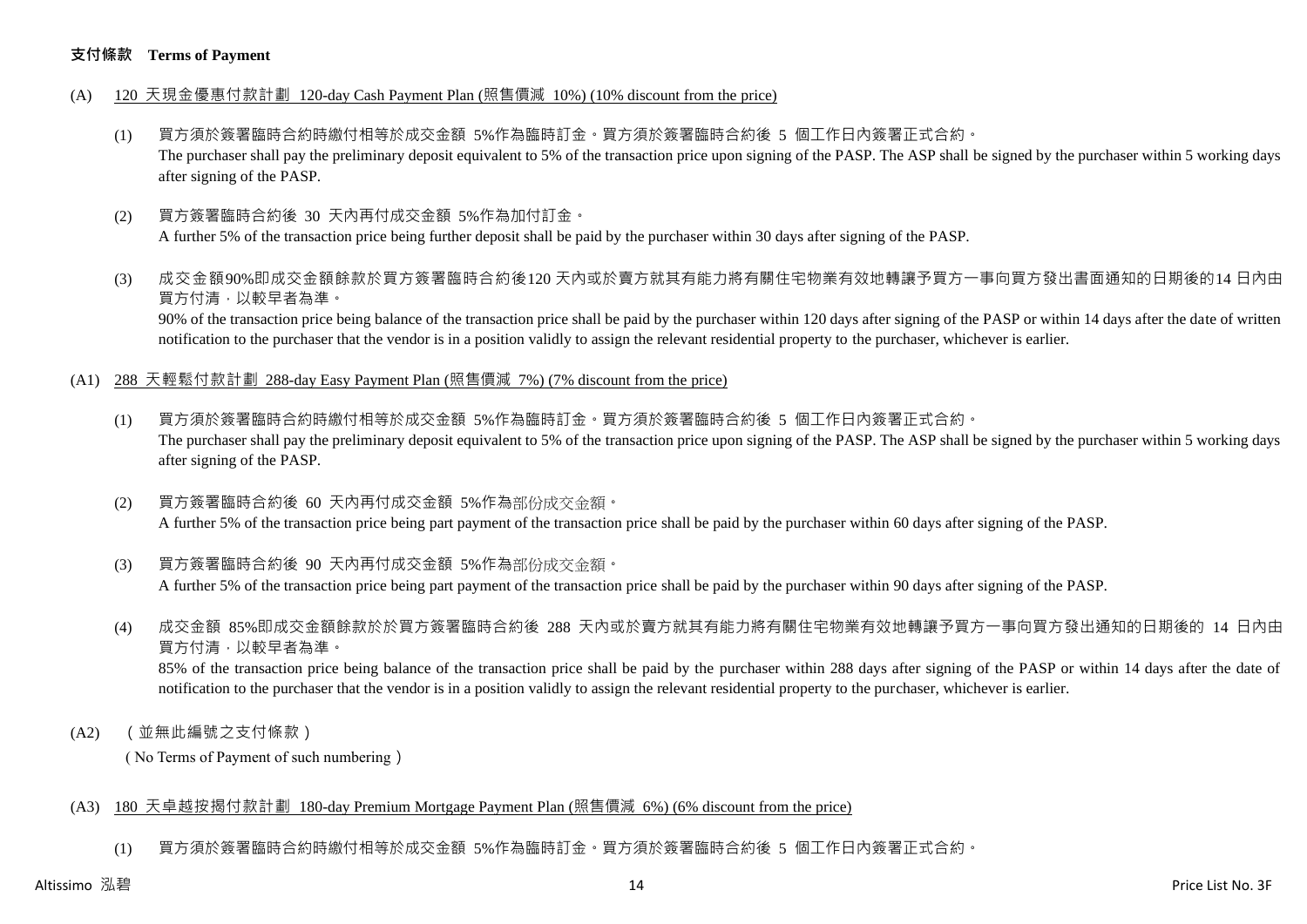**支付條款 Terms of Payment**

(A) 120 天現金優惠付款計劃 120-day Cash Payment Plan (照售價減 10%) (10% discount from the price)

(1) 買方須於簽署臨時合約時繳付相等於成交金額 5%作為臨時訂金。買方須於簽署臨時合約後 5 個工作日內簽署正式合約。
The purchaser shall pay the preliminary deposit equivalent to 5% of the transaction price upon signing of the PASP. The ASP shall be signed by the purchaser within 5 working days after signing of the PASP.

(2) 買方簽署臨時合約後 30 天內再付成交金額 5%作為加付訂金。
A further 5% of the transaction price being further deposit shall be paid by the purchaser within 30 days after signing of the PASP.

(3) 成交金額90%即成交金額餘款於買方簽署臨時合約後120 天內或於賣方就其有能力將有關住宅物業有效地轉讓予買方一事向買方發出書面通知的日期後的14 日內由買方付清，以較早者為準。
90% of the transaction price being balance of the transaction price shall be paid by the purchaser within 120 days after signing of the PASP or within 14 days after the date of written notification to the purchaser that the vendor is in a position validly to assign the relevant residential property to the purchaser, whichever is earlier.

(A1) 288 天輕鬆付款計劃 288-day Easy Payment Plan (照售價減 7%) (7% discount from the price)

(1) 買方須於簽署臨時合約時繳付相等於成交金額 5%作為臨時訂金。買方須於簽署臨時合約後 5 個工作日內簽署正式合約。
The purchaser shall pay the preliminary deposit equivalent to 5% of the transaction price upon signing of the PASP. The ASP shall be signed by the purchaser within 5 working days after signing of the PASP.

(2) 買方簽署臨時合約後 60 天內再付成交金額 5%作為部份成交金額。
A further 5% of the transaction price being part payment of the transaction price shall be paid by the purchaser within 60 days after signing of the PASP.

(3) 買方簽署臨時合約後 90 天內再付成交金額 5%作為部份成交金額。
A further 5% of the transaction price being part payment of the transaction price shall be paid by the purchaser within 90 days after signing of the PASP.

(4) 成交金額 85%即成交金額餘款於於買方簽署臨時合約後 288 天內或於賣方就其有能力將有關住宅物業有效地轉讓予買方一事向買方發出通知的日期後的 14 日內由買方付清，以較早者為準。
85% of the transaction price being balance of the transaction price shall be paid by the purchaser within 288 days after signing of the PASP or within 14 days after the date of notification to the purchaser that the vendor is in a position validly to assign the relevant residential property to the purchaser, whichever is earlier.

(A2) （並無此編號之支付條款）
( No Terms of Payment of such numbering )

(A3) 180 天卓越按揭付款計劃 180-day Premium Mortgage Payment Plan (照售價減 6%) (6% discount from the price)

(1) 買方須於簽署臨時合約時繳付相等於成交金額 5%作為臨時訂金。買方須於簽署臨時合約後 5 個工作日內簽署正式合約。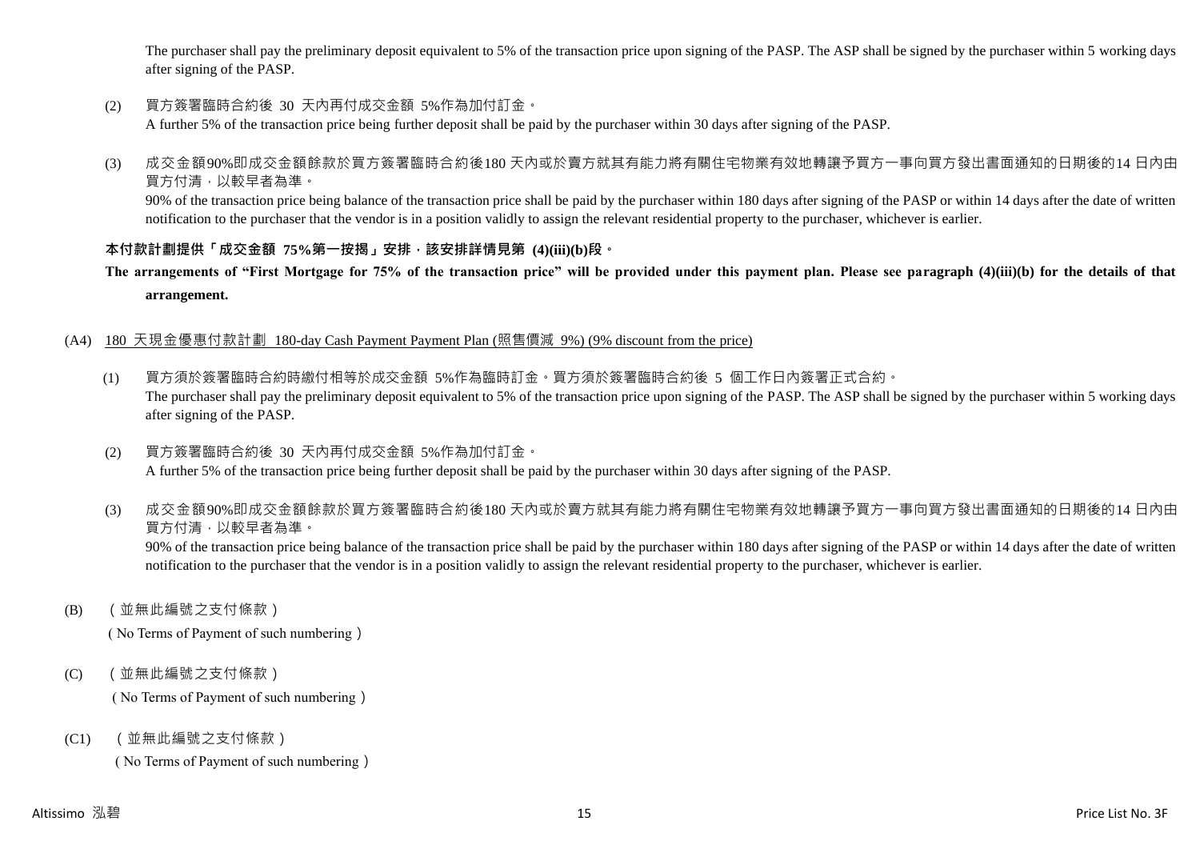The purchaser shall pay the preliminary deposit equivalent to 5% of the transaction price upon signing of the PASP. The ASP shall be signed by the purchaser within 5 working days after signing of the PASP.

(2) 買方簽署臨時合約後 30 天內再付成交金額 5%作為加付訂金。
A further 5% of the transaction price being further deposit shall be paid by the purchaser within 30 days after signing of the PASP.

(3) 成交金額90%即成交金額餘款於買方簽署臨時合約後180 天內或於賣方就其有能力將有關住宅物業有效地轉讓予買方一事向買方發出書面通知的日期後的14 日內由買方付清，以較早者為準。
90% of the transaction price being balance of the transaction price shall be paid by the purchaser within 180 days after signing of the PASP or within 14 days after the date of written notification to the purchaser that the vendor is in a position validly to assign the relevant residential property to the purchaser, whichever is earlier.

**本付款計劃提供「成交金額 75%第一按揭」安排，該安排詳情見第 (4)(iii)(b)段。**

**The arrangements of "First Mortgage for 75% of the transaction price" will be provided under this payment plan. Please see paragraph (4)(iii)(b) for the details of that arrangement.**

(A4) 180 天現金優惠付款計劃 180-day Cash Payment Payment Plan (照售價減 9%) (9% discount from the price)

(1) 買方須於簽署臨時合約時繳付相等於成交金額 5%作為臨時訂金。買方須於簽署臨時合約後 5 個工作日內簽署正式合約。
The purchaser shall pay the preliminary deposit equivalent to 5% of the transaction price upon signing of the PASP. The ASP shall be signed by the purchaser within 5 working days after signing of the PASP.

(2) 買方簽署臨時合約後 30 天內再付成交金額 5%作為加付訂金。
A further 5% of the transaction price being further deposit shall be paid by the purchaser within 30 days after signing of the PASP.

(3) 成交金額90%即成交金額餘款於買方簽署臨時合約後180 天內或於賣方就其有能力將有關住宅物業有效地轉讓予買方一事向買方發出書面通知的日期後的14 日內由買方付清，以較早者為準。
90% of the transaction price being balance of the transaction price shall be paid by the purchaser within 180 days after signing of the PASP or within 14 days after the date of written notification to the purchaser that the vendor is in a position validly to assign the relevant residential property to the purchaser, whichever is earlier.

(B) （並無此編號之支付條款）
( No Terms of Payment of such numbering）

(C) （並無此編號之支付條款）
( No Terms of Payment of such numbering）

(C1) （並無此編號之支付條款）
( No Terms of Payment of such numbering）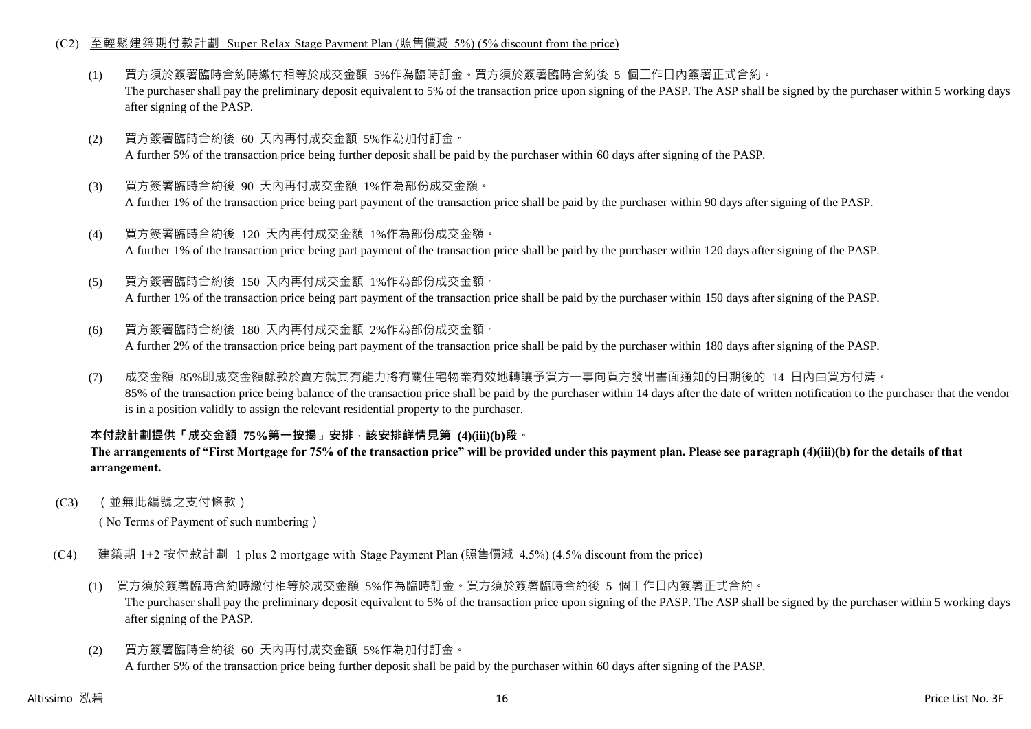(C2) 至輕鬆建築期付款計劃 Super Relax Stage Payment Plan (照售價減 5%) (5% discount from the price)

(1) 買方須於簽署臨時合約時繳付相等於成交金額 5%作為臨時訂金。買方須於簽署臨時合約後 5 個工作日內簽署正式合約。
The purchaser shall pay the preliminary deposit equivalent to 5% of the transaction price upon signing of the PASP. The ASP shall be signed by the purchaser within 5 working days after signing of the PASP.

(2) 買方簽署臨時合約後 60 天內再付成交金額 5%作為加付訂金。
A further 5% of the transaction price being further deposit shall be paid by the purchaser within 60 days after signing of the PASP.

(3) 買方簽署臨時合約後 90 天內再付成交金額 1%作為部份成交金額。
A further 1% of the transaction price being part payment of the transaction price shall be paid by the purchaser within 90 days after signing of the PASP.

(4) 買方簽署臨時合約後 120 天內再付成交金額 1%作為部份成交金額。
A further 1% of the transaction price being part payment of the transaction price shall be paid by the purchaser within 120 days after signing of the PASP.

(5) 買方簽署臨時合約後 150 天內再付成交金額 1%作為部份成交金額。
A further 1% of the transaction price being part payment of the transaction price shall be paid by the purchaser within 150 days after signing of the PASP.

(6) 買方簽署臨時合約後 180 天內再付成交金額 2%作為部份成交金額。
A further 2% of the transaction price being part payment of the transaction price shall be paid by the purchaser within 180 days after signing of the PASP.

(7) 成交金額 85%即成交金額餘款於賣方就其有能力將有關住宅物業有效地轉讓予買方一事向買方發出書面通知的日期後的 14 日內由買方付清。
85% of the transaction price being balance of the transaction price shall be paid by the purchaser within 14 days after the date of written notification to the purchaser that the vendor is in a position validly to assign the relevant residential property to the purchaser.

**本付款計劃提供「成交金額 75%第一按揭」安排，該安排詳情見第 (4)(iii)(b)段。**
**The arrangements of "First Mortgage for 75% of the transaction price" will be provided under this payment plan. Please see paragraph (4)(iii)(b) for the details of that arrangement.**

(C3) （並無此編號之支付條款）
( No Terms of Payment of such numbering )

(C4) 建築期 1+2 按付款計劃 1 plus 2 mortgage with Stage Payment Plan (照售價減 4.5%) (4.5% discount from the price)

(1) 買方須於簽署臨時合約時繳付相等於成交金額 5%作為臨時訂金。買方須於簽署臨時合約後 5 個工作日內簽署正式合約。
The purchaser shall pay the preliminary deposit equivalent to 5% of the transaction price upon signing of the PASP. The ASP shall be signed by the purchaser within 5 working days after signing of the PASP.

(2) 買方簽署臨時合約後 60 天內再付成交金額 5%作為加付訂金。
A further 5% of the transaction price being further deposit shall be paid by the purchaser within 60 days after signing of the PASP.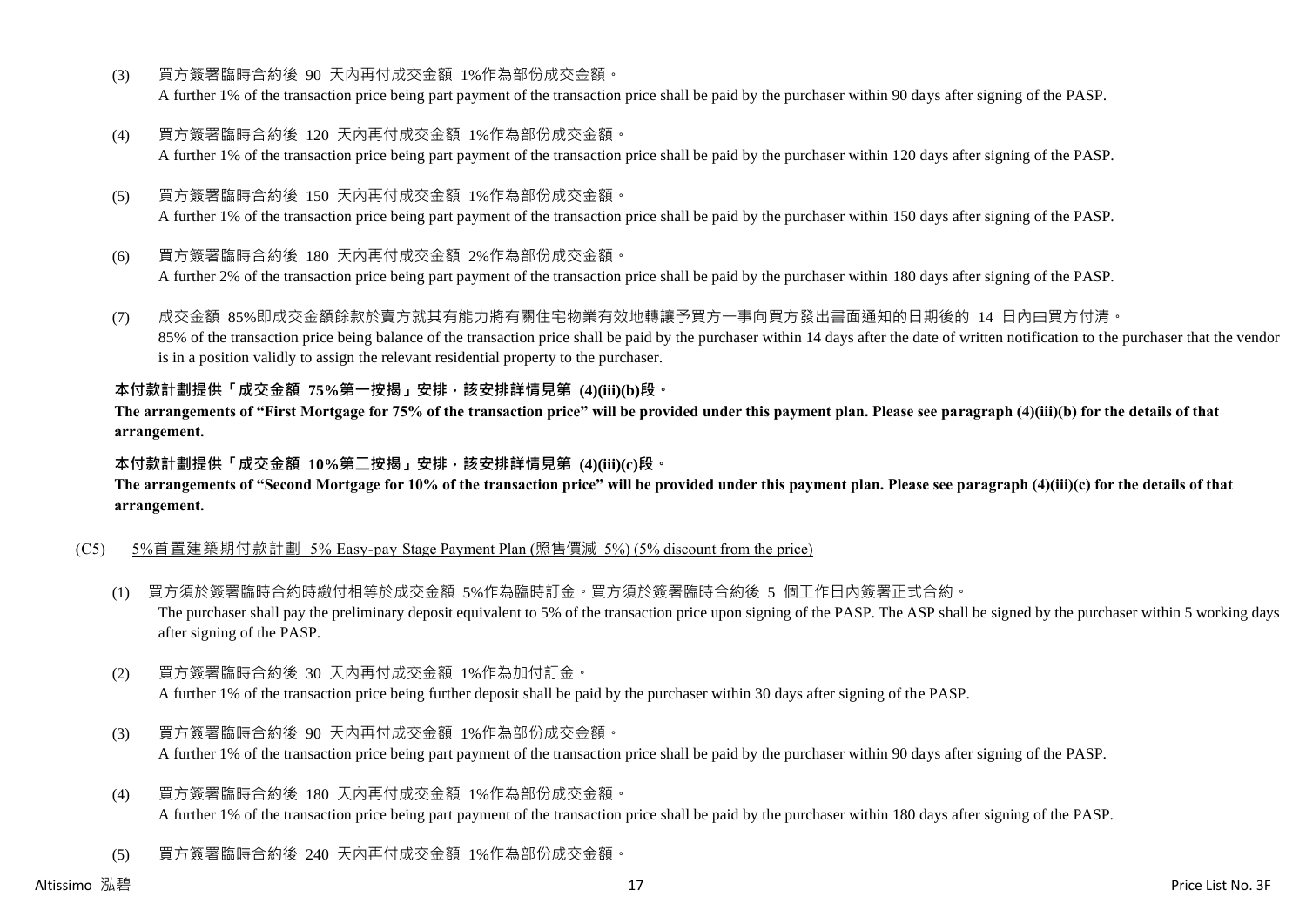(3) 買方簽署臨時合約後 90 天內再付成交金額 1%作為部份成交金額。
A further 1% of the transaction price being part payment of the transaction price shall be paid by the purchaser within 90 days after signing of the PASP.

(4) 買方簽署臨時合約後 120 天內再付成交金額 1%作為部份成交金額。
A further 1% of the transaction price being part payment of the transaction price shall be paid by the purchaser within 120 days after signing of the PASP.

(5) 買方簽署臨時合約後 150 天內再付成交金額 1%作為部份成交金額。
A further 1% of the transaction price being part payment of the transaction price shall be paid by the purchaser within 150 days after signing of the PASP.

(6) 買方簽署臨時合約後 180 天內再付成交金額 2%作為部份成交金額。
A further 2% of the transaction price being part payment of the transaction price shall be paid by the purchaser within 180 days after signing of the PASP.

(7) 成交金額 85%即成交金額餘款於賣方就其有能力將有關住宅物業有效地轉讓予買方一事向買方發出書面通知的日期後的 14 日內由買方付清。
85% of the transaction price being balance of the transaction price shall be paid by the purchaser within 14 days after the date of written notification to the purchaser that the vendor is in a position validly to assign the relevant residential property to the purchaser.

**本付款計劃提供「成交金額 75%第一按揭」安排，該安排詳情見第 (4)(iii)(b)段。**
**The arrangements of "First Mortgage for 75% of the transaction price" will be provided under this payment plan. Please see paragraph (4)(iii)(b) for the details of that arrangement.**

**本付款計劃提供「成交金額 10%第二按揭」安排，該安排詳情見第 (4)(iii)(c)段。**
**The arrangements of "Second Mortgage for 10% of the transaction price" will be provided under this payment plan. Please see paragraph (4)(iii)(c) for the details of that arrangement.**

(C5) <u>5%首置建築期付款計劃 5% Easy-pay Stage Payment Plan (照售價減 5%) (5% discount from the price)</u>

(1) 買方須於簽署臨時合約時繳付相等於成交金額 5%作為臨時訂金。買方須於簽署臨時合約後 5 個工作日內簽署正式合約。
The purchaser shall pay the preliminary deposit equivalent to 5% of the transaction price upon signing of the PASP. The ASP shall be signed by the purchaser within 5 working days after signing of the PASP.

(2) 買方簽署臨時合約後 30 天內再付成交金額 1%作為加付訂金。
A further 1% of the transaction price being further deposit shall be paid by the purchaser within 30 days after signing of the PASP.

(3) 買方簽署臨時合約後 90 天內再付成交金額 1%作為部份成交金額。
A further 1% of the transaction price being part payment of the transaction price shall be paid by the purchaser within 90 days after signing of the PASP.

(4) 買方簽署臨時合約後 180 天內再付成交金額 1%作為部份成交金額。
A further 1% of the transaction price being part payment of the transaction price shall be paid by the purchaser within 180 days after signing of the PASP.

(5) 買方簽署臨時合約後 240 天內再付成交金額 1%作為部份成交金額。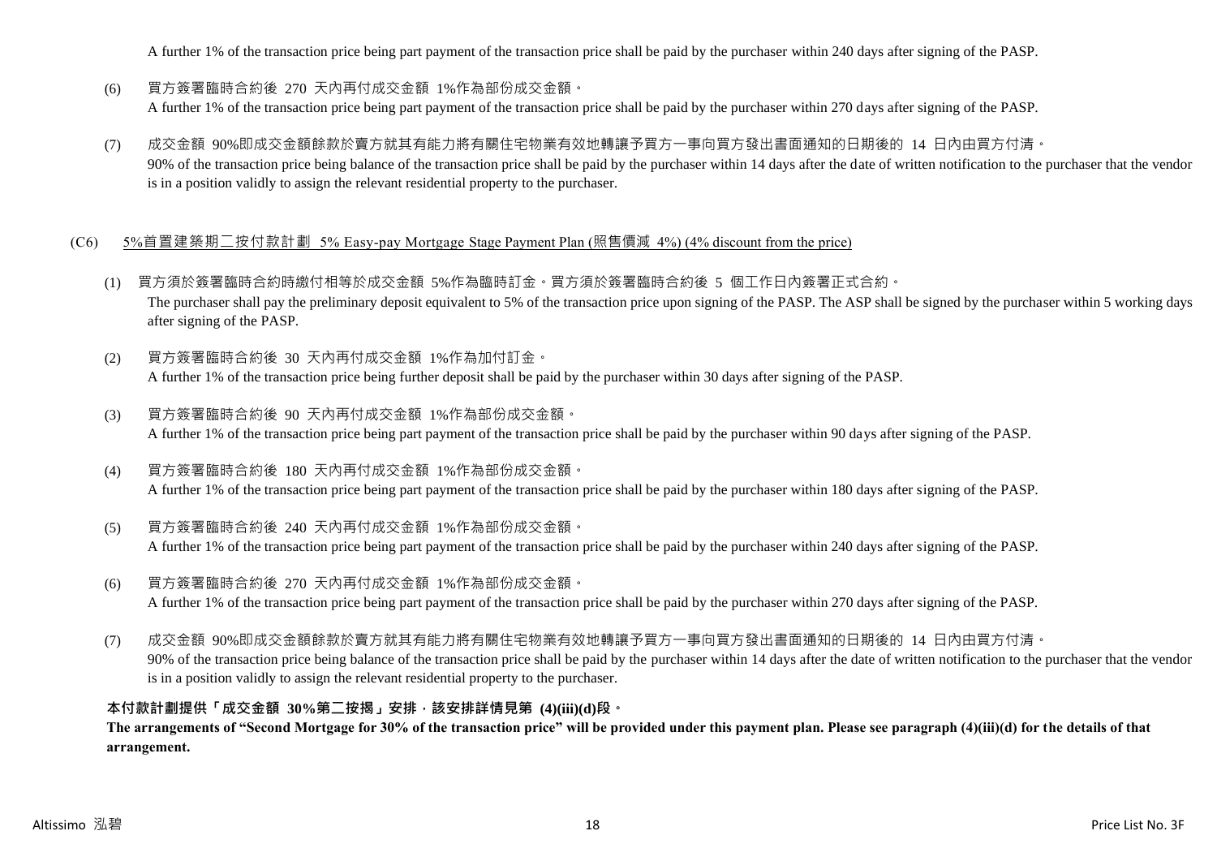A further 1% of the transaction price being part payment of the transaction price shall be paid by the purchaser within 240 days after signing of the PASP.

(6) 買方簽署臨時合約後 270 天內再付成交金額 1%作為部份成交金額。
A further 1% of the transaction price being part payment of the transaction price shall be paid by the purchaser within 270 days after signing of the PASP.

(7) 成交金額 90%即成交金額餘款於賣方就其有能力將有關住宅物業有效地轉讓予買方一事向買方發出書面通知的日期後的 14 日內由買方付清。
90% of the transaction price being balance of the transaction price shall be paid by the purchaser within 14 days after the date of written notification to the purchaser that the vendor is in a position validly to assign the relevant residential property to the purchaser.

(C6) 5%首置建築期二按付款計劃 5% Easy-pay Mortgage Stage Payment Plan (照售價減 4%) (4% discount from the price)

(1) 買方須於簽署臨時合約時繳付相等於成交金額 5%作為臨時訂金。買方須於簽署臨時合約後 5 個工作日內簽署正式合約。
The purchaser shall pay the preliminary deposit equivalent to 5% of the transaction price upon signing of the PASP. The ASP shall be signed by the purchaser within 5 working days after signing of the PASP.

(2) 買方簽署臨時合約後 30 天內再付成交金額 1%作為加付訂金。
A further 1% of the transaction price being further deposit shall be paid by the purchaser within 30 days after signing of the PASP.

(3) 買方簽署臨時合約後 90 天內再付成交金額 1%作為部份成交金額。
A further 1% of the transaction price being part payment of the transaction price shall be paid by the purchaser within 90 days after signing of the PASP.

(4) 買方簽署臨時合約後 180 天內再付成交金額 1%作為部份成交金額。
A further 1% of the transaction price being part payment of the transaction price shall be paid by the purchaser within 180 days after signing of the PASP.

(5) 買方簽署臨時合約後 240 天內再付成交金額 1%作為部份成交金額。
A further 1% of the transaction price being part payment of the transaction price shall be paid by the purchaser within 240 days after signing of the PASP.

(6) 買方簽署臨時合約後 270 天內再付成交金額 1%作為部份成交金額。
A further 1% of the transaction price being part payment of the transaction price shall be paid by the purchaser within 270 days after signing of the PASP.

(7) 成交金額 90%即成交金額餘款於賣方就其有能力將有關住宅物業有效地轉讓予買方一事向買方發出書面通知的日期後的 14 日內由買方付清。
90% of the transaction price being balance of the transaction price shall be paid by the purchaser within 14 days after the date of written notification to the purchaser that the vendor is in a position validly to assign the relevant residential property to the purchaser.

**本付款計劃提供「成交金額 30%第二按揭」安排，該安排詳情見第 (4)(iii)(d)段。**
**The arrangements of "Second Mortgage for 30% of the transaction price" will be provided under this payment plan. Please see paragraph (4)(iii)(d) for the details of that arrangement.**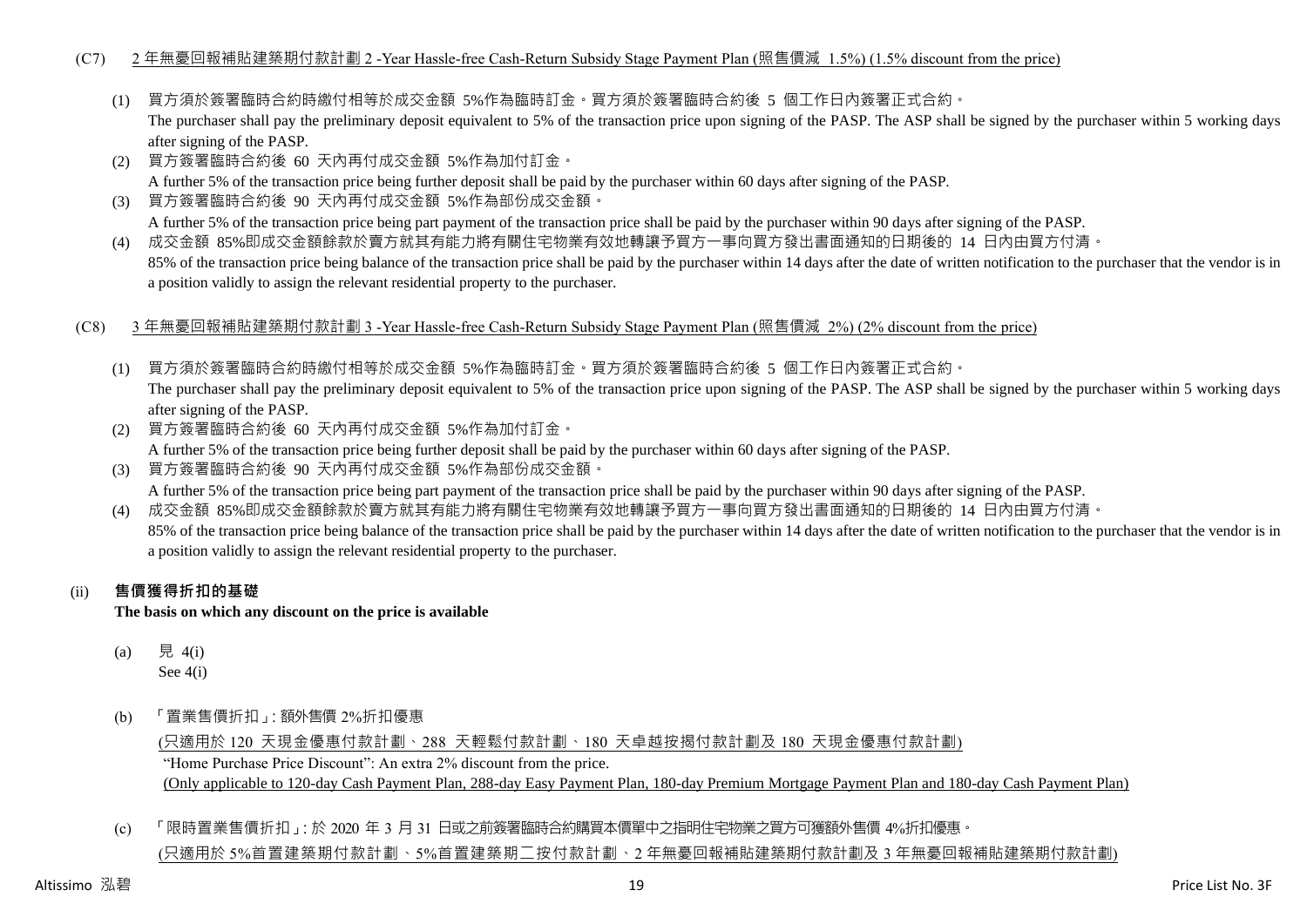(C7) <u>2 年無憂回報補貼建築期付款計劃 2 -Year Hassle-free Cash-Return Subsidy Stage Payment Plan (照售價減 1.5%) (1.5% discount from the price)</u>

(1) 買方須於簽署臨時合約時繳付相等於成交金額 5%作為臨時訂金。買方須於簽署臨時合約後 5 個工作日內簽署正式合約。
The purchaser shall pay the preliminary deposit equivalent to 5% of the transaction price upon signing of the PASP. The ASP shall be signed by the purchaser within 5 working days after signing of the PASP.

(2) 買方簽署臨時合約後 60 天內再付成交金額 5%作為加付訂金。
A further 5% of the transaction price being further deposit shall be paid by the purchaser within 60 days after signing of the PASP.

(3) 買方簽署臨時合約後 90 天內再付成交金額 5%作為部份成交金額。
A further 5% of the transaction price being part payment of the transaction price shall be paid by the purchaser within 90 days after signing of the PASP.

(4) 成交金額 85%即成交金額餘款於賣方就其有能力將有關住宅物業有效地轉讓予買方一事向買方發出書面通知的日期後的 14 日內由買方付清。
85% of the transaction price being balance of the transaction price shall be paid by the purchaser within 14 days after the date of written notification to the purchaser that the vendor is in a position validly to assign the relevant residential property to the purchaser.

(C8) <u>3 年無憂回報補貼建築期付款計劃 3 -Year Hassle-free Cash-Return Subsidy Stage Payment Plan (照售價減 2%) (2% discount from the price)</u>

(1) 買方須於簽署臨時合約時繳付相等於成交金額 5%作為臨時訂金。買方須於簽署臨時合約後 5 個工作日內簽署正式合約。
The purchaser shall pay the preliminary deposit equivalent to 5% of the transaction price upon signing of the PASP. The ASP shall be signed by the purchaser within 5 working days after signing of the PASP.

(2) 買方簽署臨時合約後 60 天內再付成交金額 5%作為加付訂金。
A further 5% of the transaction price being further deposit shall be paid by the purchaser within 60 days after signing of the PASP.

(3) 買方簽署臨時合約後 90 天內再付成交金額 5%作為部份成交金額。
A further 5% of the transaction price being part payment of the transaction price shall be paid by the purchaser within 90 days after signing of the PASP.

(4) 成交金額 85%即成交金額餘款於賣方就其有能力將有關住宅物業有效地轉讓予買方一事向買方發出書面通知的日期後的 14 日內由買方付清。
85% of the transaction price being balance of the transaction price shall be paid by the purchaser within 14 days after the date of written notification to the purchaser that the vendor is in a position validly to assign the relevant residential property to the purchaser.

(ii) **售價獲得折扣的基礎**
**The basis on which any discount on the price is available**

(a) 見 4(i)
See 4(i)

(b) 「置業售價折扣」: 額外售價 2%折扣優惠
<u>(只適用於 120 天現金優惠付款計劃、288 天輕鬆付款計劃、180 天卓越按揭付款計劃及 180 天現金優惠付款計劃)</u>
"Home Purchase Price Discount": An extra 2% discount from the price.
<u>(Only applicable to 120-day Cash Payment Plan, 288-day Easy Payment Plan, 180-day Premium Mortgage Payment Plan and 180-day Cash Payment Plan)</u>

(c) 「限時置業售價折扣」: 於 2020 年 3 月 31 日或之前簽署臨時合約購買本價單中之指明住宅物業之買方可獲額外售價 4%折扣優惠。
<u>(只適用於 5%首置建築期付款計劃、5%首置建築期二按付款計劃、2 年無憂回報補貼建築期付款計劃及 3 年無憂回報補貼建築期付款計劃)</u>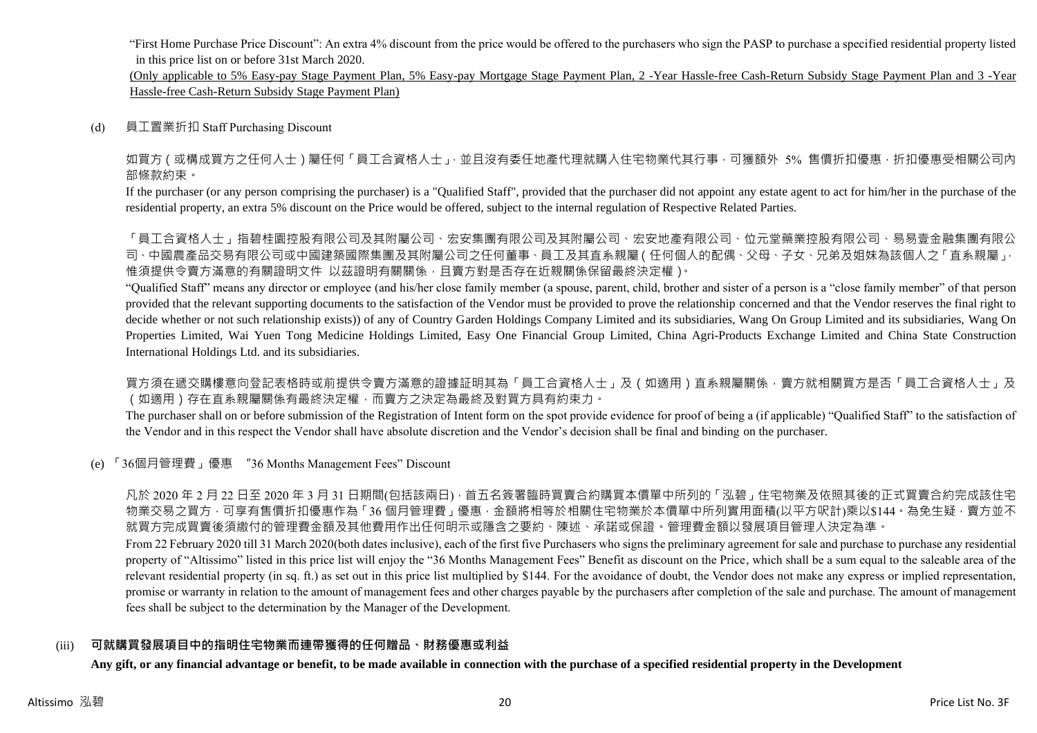"First Home Purchase Price Discount": An extra 4% discount from the price would be offered to the purchasers who sign the PASP to purchase a specified residential property listed in this price list on or before 31st March 2020.

<u>(Only applicable to 5% Easy-pay Stage Payment Plan, 5% Easy-pay Mortgage Stage Payment Plan, 2 -Year Hassle-free Cash-Return Subsidy Stage Payment Plan and 3 -Year Hassle-free Cash-Return Subsidy Stage Payment Plan)</u>

(d) 員工置業折扣 Staff Purchasing Discount

如買方（或構成買方之任何人士）屬任何「員工合資格人士」，並且沒有委任地產代理就購入住宅物業代其行事，可獲額外 5% 售價折扣優惠，折扣優惠受相關公司內部條款約束。

If the purchaser (or any person comprising the purchaser) is a "Qualified Staff", provided that the purchaser did not appoint any estate agent to act for him/her in the purchase of the residential property, an extra 5% discount on the Price would be offered, subject to the internal regulation of Respective Related Parties.

「員工合資格人士」指碧桂園控股有限公司及其附屬公司、宏安集團有限公司及其附屬公司、宏安地產有限公司、位元堂藥業控股有限公司、易易壹金融集團有限公司、中國農產品交易有限公司或中國建築國際集團及其附屬公司之任何董事、員工及其直系親屬（任何個人的配偶、父母、子女、兄弟及姐妹為該個人之「直系親屬」，惟須提供令賣方滿意的有關證明文件 以茲證明有關關係，且賣方對是否存在近親關係保留最終決定權）。

"Qualified Staff" means any director or employee (and his/her close family member (a spouse, parent, child, brother and sister of a person is a "close family member" of that person provided that the relevant supporting documents to the satisfaction of the Vendor must be provided to prove the relationship concerned and that the Vendor reserves the final right to decide whether or not such relationship exists)) of any of Country Garden Holdings Company Limited and its subsidiaries, Wang On Group Limited and its subsidiaries, Wang On Properties Limited, Wai Yuen Tong Medicine Holdings Limited, Easy One Financial Group Limited, China Agri-Products Exchange Limited and China State Construction International Holdings Ltd. and its subsidiaries.

買方須在遞交購樓意向登記表格時或前提供令賣方滿意的證據証明其為「員工合資格人士」及（如適用）直系親屬關係，賣方就相關買方是否「員工合資格人士」及（如適用）存在直系親屬關係有最終決定權，而賣方之決定為最終及對買方具有約束力。

The purchaser shall on or before submission of the Registration of Intent form on the spot provide evidence for proof of being a (if applicable) "Qualified Staff" to the satisfaction of the Vendor and in this respect the Vendor shall have absolute discretion and the Vendor's decision shall be final and binding on the purchaser.

(e) 「36個月管理費」優惠 "36 Months Management Fees" Discount

凡於 2020 年 2 月 22 日至 2020 年 3 月 31 日期間(包括該兩日)，首五名簽署臨時買賣合約購買本價單中所列的「泓碧」住宅物業及依照其後的正式買賣合約完成該住宅物業交易之買方，可享有售價折扣優惠作為「36 個月管理費」優惠，金額將相等於相關住宅物業於本價單中所列實用面積(以平方呎計)乘以$144。為免生疑，賣方並不就買方完成買賣後須繳付的管理費金額及其他費用作出任何明示或隱含之要約、陳述、承諾或保證。管理費金額以發展項目管理人決定為準。

From 22 February 2020 till 31 March 2020(both dates inclusive), each of the first five Purchasers who signs the preliminary agreement for sale and purchase to purchase any residential property of "Altissimo" listed in this price list will enjoy the "36 Months Management Fees" Benefit as discount on the Price, which shall be a sum equal to the saleable area of the relevant residential property (in sq. ft.) as set out in this price list multiplied by $144. For the avoidance of doubt, the Vendor does not make any express or implied representation, promise or warranty in relation to the amount of management fees and other charges payable by the purchasers after completion of the sale and purchase. The amount of management fees shall be subject to the determination by the Manager of the Development.

### (iii) 可就購買發展項目中的指明住宅物業而連帶獲得的任何贈品、財務優惠或利益

**Any gift, or any financial advantage or benefit, to be made available in connection with the purchase of a specified residential property in the Development**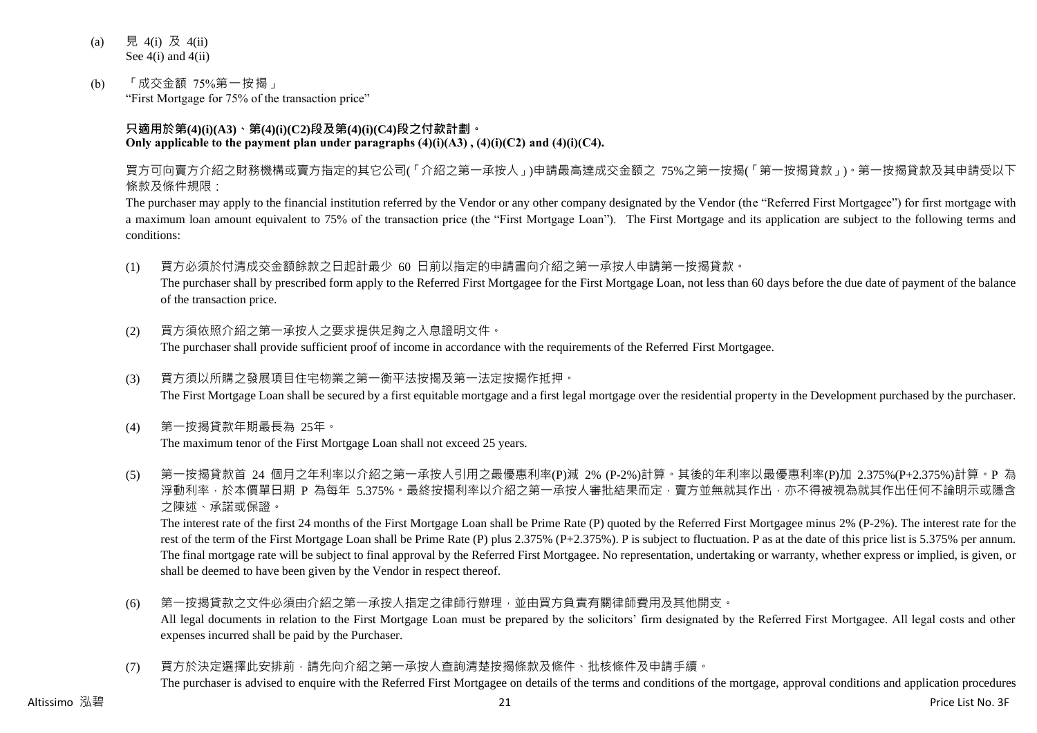(a) 見 4(i) 及 4(ii)
See 4(i) and 4(ii)

(b) 「成交金額 75%第一按揭」
"First Mortgage for 75% of the transaction price"

**只適用於第(4)(i)(A3)、第(4)(i)(C2)段及第(4)(i)(C4)段之付款計劃。**
**Only applicable to the payment plan under paragraphs (4)(i)(A3) , (4)(i)(C2) and (4)(i)(C4).**

買方可向賣方介紹之財務機構或賣方指定的其它公司(「介紹之第一承按人」)申請最高達成交金額之 75%之第一按揭(「第一按揭貸款」)。第一按揭貸款及其申請受以下條款及條件規限：

The purchaser may apply to the financial institution referred by the Vendor or any other company designated by the Vendor (the "Referred First Mortgagee") for first mortgage with a maximum loan amount equivalent to 75% of the transaction price (the "First Mortgage Loan"). The First Mortgage and its application are subject to the following terms and conditions:

(1) 買方必須於付清成交金額餘款之日起計最少 60 日前以指定的申請書向介紹之第一承按人申請第一按揭貸款。
The purchaser shall by prescribed form apply to the Referred First Mortgagee for the First Mortgage Loan, not less than 60 days before the due date of payment of the balance of the transaction price.

(2) 買方須依照介紹之第一承按人之要求提供足夠之入息證明文件。
The purchaser shall provide sufficient proof of income in accordance with the requirements of the Referred First Mortgagee.

(3) 買方須以所購之發展項目住宅物業之第一衡平法按揭及第一法定按揭作抵押。
The First Mortgage Loan shall be secured by a first equitable mortgage and a first legal mortgage over the residential property in the Development purchased by the purchaser.

(4) 第一按揭貸款年期最長為 25年。
The maximum tenor of the First Mortgage Loan shall not exceed 25 years.

(5) 第一按揭貸款首 24 個月之年利率以介紹之第一承按人引用之最優惠利率(P)減 2% (P-2%)計算。其後的年利率以最優惠利率(P)加 2.375%(P+2.375%)計算。P 為浮動利率，於本價單日期 P 為每年 5.375%。最終按揭利率以介紹之第一承按人審批結果而定，賣方並無就其作出，亦不得被視為就其作出任何不論明示或隱含之陳述、承諾或保證。
The interest rate of the first 24 months of the First Mortgage Loan shall be Prime Rate (P) quoted by the Referred First Mortgagee minus 2% (P-2%). The interest rate for the rest of the term of the First Mortgage Loan shall be Prime Rate (P) plus 2.375% (P+2.375%). P is subject to fluctuation. P as at the date of this price list is 5.375% per annum. The final mortgage rate will be subject to final approval by the Referred First Mortgagee. No representation, undertaking or warranty, whether express or implied, is given, or shall be deemed to have been given by the Vendor in respect thereof.

(6) 第一按揭貸款之文件必須由介紹之第一承按人指定之律師行辦理，並由買方負責有關律師費用及其他開支。
All legal documents in relation to the First Mortgage Loan must be prepared by the solicitors' firm designated by the Referred First Mortgagee. All legal costs and other expenses incurred shall be paid by the Purchaser.

(7) 買方於決定選擇此安排前，請先向介紹之第一承按人查詢清楚按揭條款及條件、批核條件及申請手續。
The purchaser is advised to enquire with the Referred First Mortgagee on details of the terms and conditions of the mortgage, approval conditions and application procedures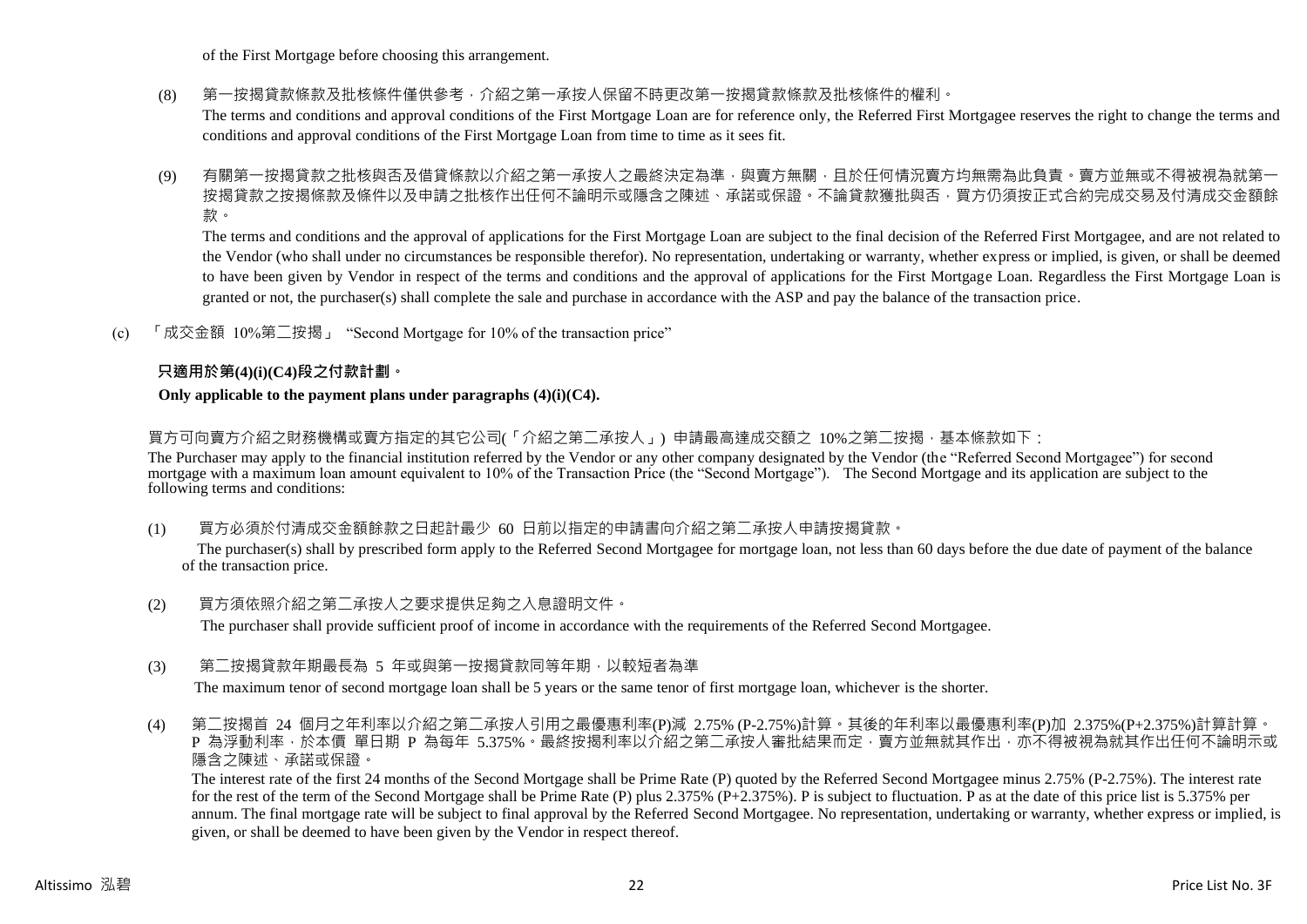of the First Mortgage before choosing this arrangement.

(8) 第一按揭貸款條款及批核條件僅供參考，介紹之第一承按人保留不時更改第一按揭貸款條款及批核條件的權利。
The terms and conditions and approval conditions of the First Mortgage Loan are for reference only, the Referred First Mortgagee reserves the right to change the terms and conditions and approval conditions of the First Mortgage Loan from time to time as it sees fit.

(9) 有關第一按揭貸款之批核與否及借貸條款以介紹之第一承按人之最終決定為準，與賣方無關，且於任何情況賣方均無需為此負責。賣方並無或不得被視為就第一按揭貸款之按揭條款及條件以及申請之批核作出任何不論明示或隱含之陳述、承諾或保證。不論貸款獲批與否，買方仍須按正式合約完成交易及付清成交金額餘款。
The terms and conditions and the approval of applications for the First Mortgage Loan are subject to the final decision of the Referred First Mortgagee, and are not related to the Vendor (who shall under no circumstances be responsible therefor). No representation, undertaking or warranty, whether express or implied, is given, or shall be deemed to have been given by Vendor in respect of the terms and conditions and the approval of applications for the First Mortgage Loan. Regardless the First Mortgage Loan is granted or not, the purchaser(s) shall complete the sale and purchase in accordance with the ASP and pay the balance of the transaction price.

(c) 「成交金額 10%第二按揭」 "Second Mortgage for 10% of the transaction price"

**只適用於第(4)(i)(C4)段之付款計劃。**

**Only applicable to the payment plans under paragraphs (4)(i)(C4).**

買方可向賣方介紹之財務機構或賣方指定的其它公司(「介紹之第二承按人」) 申請最高達成交額之 10%之第二按揭，基本條款如下：
The Purchaser may apply to the financial institution referred by the Vendor or any other company designated by the Vendor (the "Referred Second Mortgagee") for second mortgage with a maximum loan amount equivalent to 10% of the Transaction Price (the "Second Mortgage"). The Second Mortgage and its application are subject to the following terms and conditions:

(1) 買方必須於付清成交金額餘款之日起計最少 60 日前以指定的申請書向介紹之第二承按人申請按揭貸款。
The purchaser(s) shall by prescribed form apply to the Referred Second Mortgagee for mortgage loan, not less than 60 days before the due date of payment of the balance of the transaction price.

(2) 買方須依照介紹之第二承按人之要求提供足夠之入息證明文件。
The purchaser shall provide sufficient proof of income in accordance with the requirements of the Referred Second Mortgagee.

(3) 第二按揭貸款年期最長為 5 年或與第一按揭貸款同等年期，以較短者為準
The maximum tenor of second mortgage loan shall be 5 years or the same tenor of first mortgage loan, whichever is the shorter.

(4) 第二按揭首 24 個月之年利率以介紹之第二承按人引用之最優惠利率(P)減 2.75% (P-2.75%)計算。其後的年利率以最優惠利率(P)加 2.375%(P+2.375%)計算計算。P 為浮動利率，於本價 單日期 P 為每年 5.375%。最終按揭利率以介紹之第二承按人審批結果而定，賣方並無就其作出，亦不得被視為就其作出任何不論明示或隱含之陳述、承諾或保證。
The interest rate of the first 24 months of the Second Mortgage shall be Prime Rate (P) quoted by the Referred Second Mortgagee minus 2.75% (P-2.75%). The interest rate for the rest of the term of the Second Mortgage shall be Prime Rate (P) plus 2.375% (P+2.375%). P is subject to fluctuation. P as at the date of this price list is 5.375% per annum. The final mortgage rate will be subject to final approval by the Referred Second Mortgagee. No representation, undertaking or warranty, whether express or implied, is given, or shall be deemed to have been given by the Vendor in respect thereof.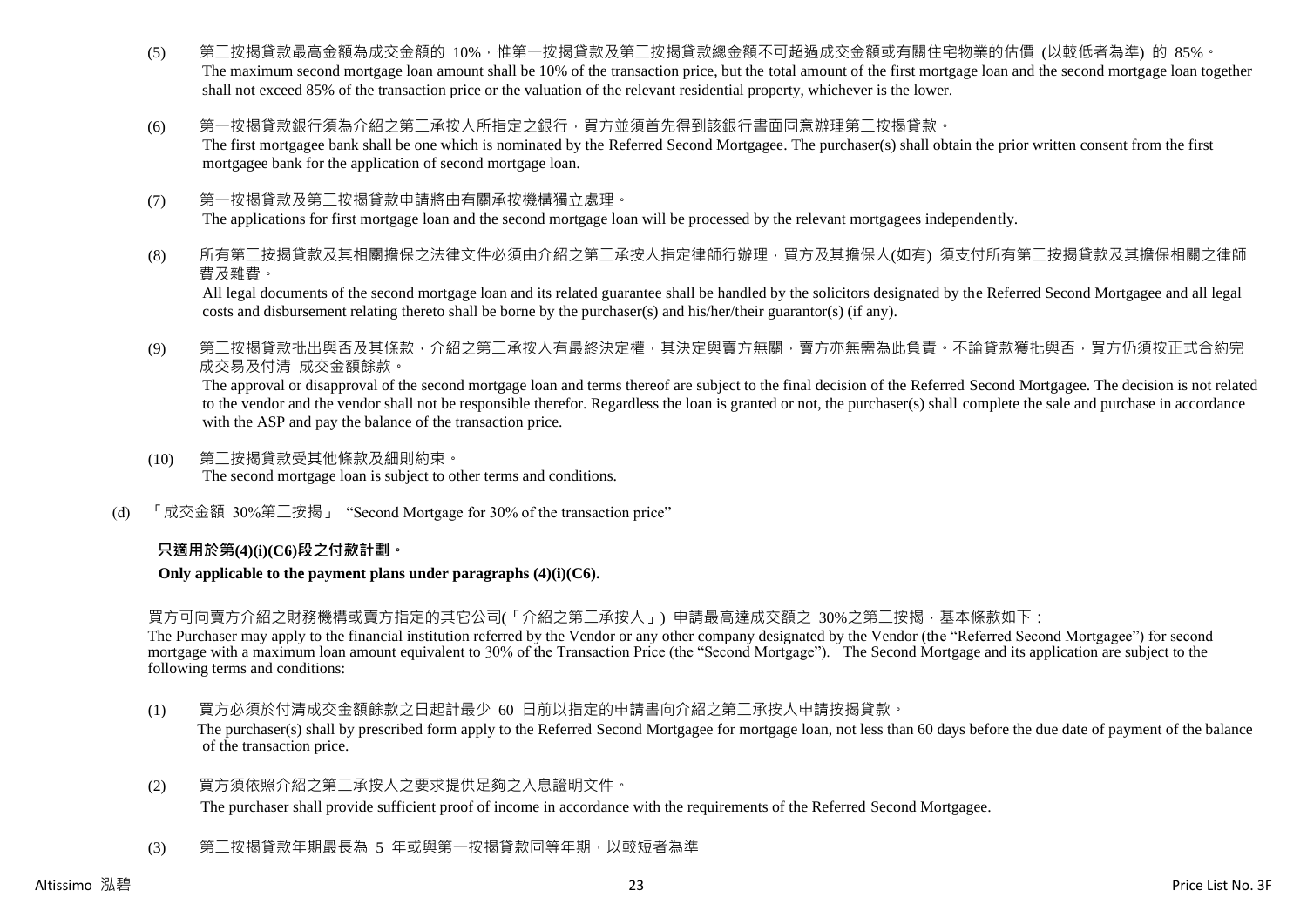(5) 第二按揭貸款最高金額為成交金額的 10%，惟第一按揭貸款及第二按揭貸款總金額不可超過成交金額或有關住宅物業的估價 (以較低者為準) 的 85%。
The maximum second mortgage loan amount shall be 10% of the transaction price, but the total amount of the first mortgage loan and the second mortgage loan together shall not exceed 85% of the transaction price or the valuation of the relevant residential property, whichever is the lower.

(6) 第一按揭貸款銀行須為介紹之第二承按人所指定之銀行，買方並須首先得到該銀行書面同意辦理第二按揭貸款。
The first mortgagee bank shall be one which is nominated by the Referred Second Mortgagee. The purchaser(s) shall obtain the prior written consent from the first mortgagee bank for the application of second mortgage loan.

(7) 第一按揭貸款及第二按揭貸款申請將由有關承按機構獨立處理。
The applications for first mortgage loan and the second mortgage loan will be processed by the relevant mortgagees independently.

(8) 所有第二按揭貸款及其相關擔保之法律文件必須由介紹之第二承按人指定律師行辦理，買方及其擔保人(如有) 須支付所有第二按揭貸款及其擔保相關之律師費及雜費。
All legal documents of the second mortgage loan and its related guarantee shall be handled by the solicitors designated by the Referred Second Mortgagee and all legal costs and disbursement relating thereto shall be borne by the purchaser(s) and his/her/their guarantor(s) (if any).

(9) 第二按揭貸款批出與否及其條款，介紹之第二承按人有最終決定權，其決定與賣方無關，賣方亦無需為此負責。不論貸款獲批與否，買方仍須按正式合約完成交易及付清 成交金額餘款。
The approval or disapproval of the second mortgage loan and terms thereof are subject to the final decision of the Referred Second Mortgagee. The decision is not related to the vendor and the vendor shall not be responsible therefor. Regardless the loan is granted or not, the purchaser(s) shall complete the sale and purchase in accordance with the ASP and pay the balance of the transaction price.

(10) 第二按揭貸款受其他條款及細則約束。
The second mortgage loan is subject to other terms and conditions.

(d) 「成交金額 30%第二按揭」 “Second Mortgage for 30% of the transaction price”

**只適用於第(4)(i)(C6)段之付款計劃。**

**Only applicable to the payment plans under paragraphs (4)(i)(C6).**

買方可向賣方介紹之財務機構或賣方指定的其它公司(「介紹之第二承按人」) 申請最高達成交額之 30%之第二按揭，基本條款如下：
The Purchaser may apply to the financial institution referred by the Vendor or any other company designated by the Vendor (the “Referred Second Mortgagee”) for second mortgage with a maximum loan amount equivalent to 30% of the Transaction Price (the “Second Mortgage”). The Second Mortgage and its application are subject to the following terms and conditions:

(1) 買方必須於付清成交金額餘款之日起計最少 60 日前以指定的申請書向介紹之第二承按人申請按揭貸款。
The purchaser(s) shall by prescribed form apply to the Referred Second Mortgagee for mortgage loan, not less than 60 days before the due date of payment of the balance of the transaction price.

(2) 買方須依照介紹之第二承按人之要求提供足夠之入息證明文件。
The purchaser shall provide sufficient proof of income in accordance with the requirements of the Referred Second Mortgagee.

(3) 第二按揭貸款年期最長為 5 年或與第一按揭貸款同等年期，以較短者為準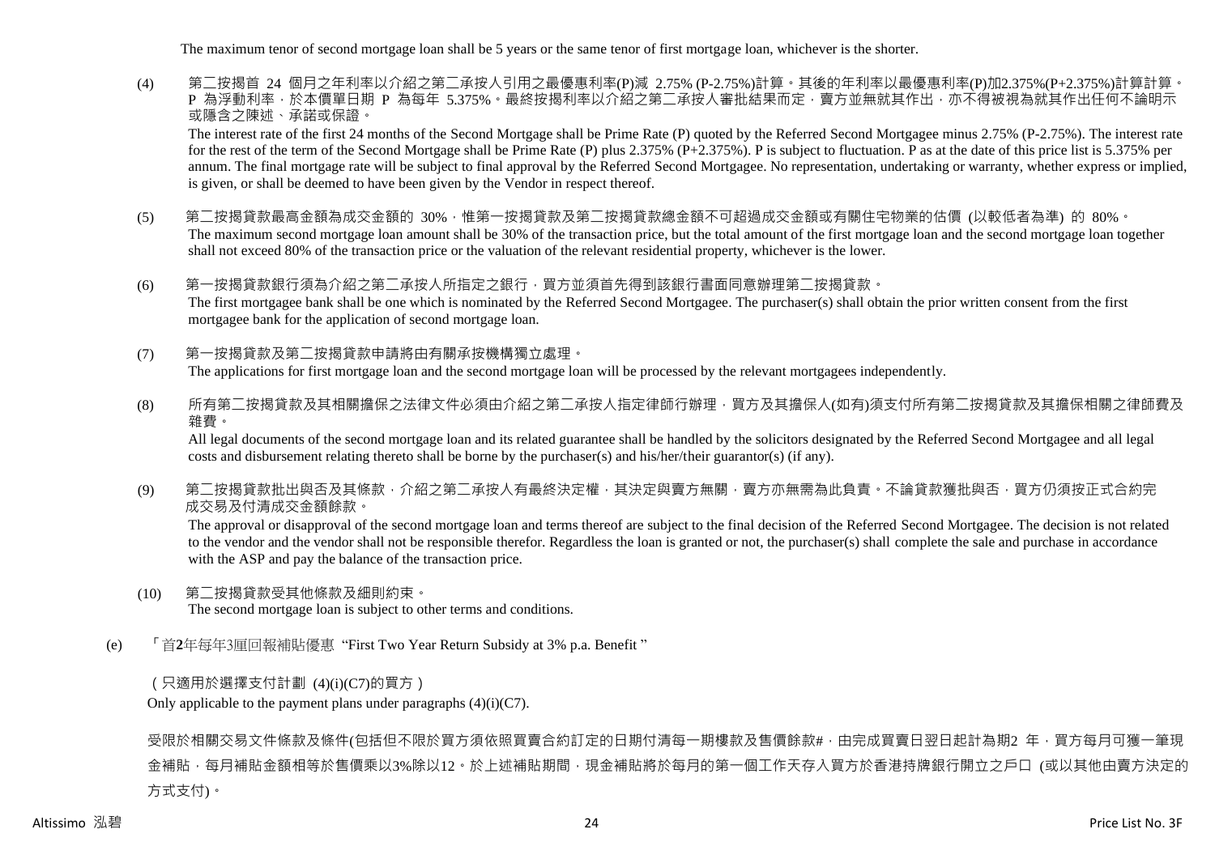The maximum tenor of second mortgage loan shall be 5 years or the same tenor of first mortgage loan, whichever is the shorter.

(4) 第二按揭首 24 個月之年利率以介紹之第二承按人引用之最優惠利率(P)減 2.75% (P-2.75%)計算。其後的年利率以最優惠利率(P)加2.375%(P+2.375%)計算計算。P 為浮動利率，於本價單日期 P 為每年 5.375%。最終按揭利率以介紹之第二承按人審批結果而定，賣方並無就其作出，亦不得被視為就其作出任何不論明示或隱含之陳述、承諾或保證。

The interest rate of the first 24 months of the Second Mortgage shall be Prime Rate (P) quoted by the Referred Second Mortgagee minus 2.75% (P-2.75%). The interest rate for the rest of the term of the Second Mortgage shall be Prime Rate (P) plus 2.375% (P+2.375%). P is subject to fluctuation. P as at the date of this price list is 5.375% per annum. The final mortgage rate will be subject to final approval by the Referred Second Mortgagee. No representation, undertaking or warranty, whether express or implied, is given, or shall be deemed to have been given by the Vendor in respect thereof.

(5) 第二按揭貸款最高金額為成交金額的 30%，惟第一按揭貸款及第二按揭貸款總金額不可超過成交金額或有關住宅物業的估價 (以較低者為準) 的 80%。

The maximum second mortgage loan amount shall be 30% of the transaction price, but the total amount of the first mortgage loan and the second mortgage loan together shall not exceed 80% of the transaction price or the valuation of the relevant residential property, whichever is the lower.

(6) 第一按揭貸款銀行須為介紹之第二承按人所指定之銀行，買方並須首先得到該銀行書面同意辦理第二按揭貸款。

The first mortgagee bank shall be one which is nominated by the Referred Second Mortgagee. The purchaser(s) shall obtain the prior written consent from the first mortgagee bank for the application of second mortgage loan.

(7) 第一按揭貸款及第二按揭貸款申請將由有關承按機構獨立處理。

The applications for first mortgage loan and the second mortgage loan will be processed by the relevant mortgagees independently.

(8) 所有第二按揭貸款及其相關擔保之法律文件必須由介紹之第二承按人指定律師行辦理，買方及其擔保人(如有)須支付所有第二按揭貸款及其擔保相關之律師費及雜費。

All legal documents of the second mortgage loan and its related guarantee shall be handled by the solicitors designated by the Referred Second Mortgagee and all legal costs and disbursement relating thereto shall be borne by the purchaser(s) and his/her/their guarantor(s) (if any).

(9) 第二按揭貸款批出與否及其條款，介紹之第二承按人有最終決定權，其決定與賣方無關，賣方亦無需為此負責。不論貸款獲批與否，買方仍須按正式合約完成交易及付清成交金額餘款。

The approval or disapproval of the second mortgage loan and terms thereof are subject to the final decision of the Referred Second Mortgagee. The decision is not related to the vendor and the vendor shall not be responsible therefor. Regardless the loan is granted or not, the purchaser(s) shall complete the sale and purchase in accordance with the ASP and pay the balance of the transaction price.

(10) 第二按揭貸款受其他條款及細則約束。

The second mortgage loan is subject to other terms and conditions.

(e) 「首**2**年每年3厘回報補貼優惠 "First Two Year Return Subsidy at 3% p.a. Benefit "

（只適用於選擇支付計劃 (4)(i)(C7)的買方）

Only applicable to the payment plans under paragraphs (4)(i)(C7).

受限於相關交易文件條款及條件(包括但不限於買方須依照買賣合約訂定的日期付清每一期樓款及售價餘款#，由完成買賣日翌日起計為期2 年，買方每月可獲一筆現金補貼，每月補貼金額相等於售價乘以3%除以12。於上述補貼期間，現金補貼將於每月的第一個工作天存入買方於香港持牌銀行開立之戶口 (或以其他由賣方決定的方式支付)。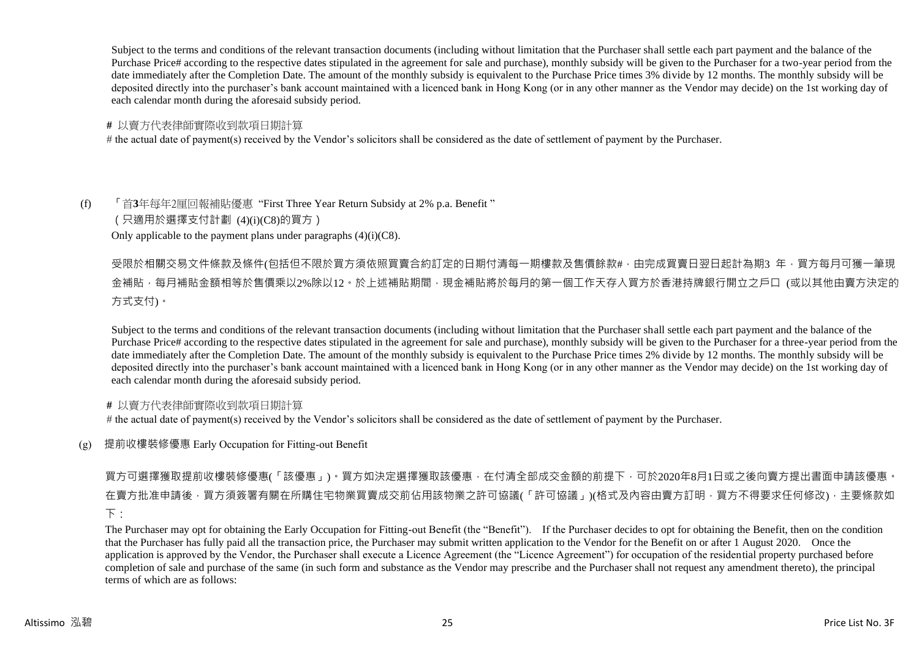Subject to the terms and conditions of the relevant transaction documents (including without limitation that the Purchaser shall settle each part payment and the balance of the Purchase Price# according to the respective dates stipulated in the agreement for sale and purchase), monthly subsidy will be given to the Purchaser for a two-year period from the date immediately after the Completion Date. The amount of the monthly subsidy is equivalent to the Purchase Price times 3% divide by 12 months. The monthly subsidy will be deposited directly into the purchaser's bank account maintained with a licenced bank in Hong Kong (or in any other manner as the Vendor may decide) on the 1st working day of each calendar month during the aforesaid subsidy period.

**#** 以賣方代表律師實際收到款項日期計算

# the actual date of payment(s) received by the Vendor's solicitors shall be considered as the date of settlement of payment by the Purchaser.

(f) 「首**3**年每年2厘回報補貼優惠 "First Three Year Return Subsidy at 2% p.a. Benefit "

（只適用於選擇支付計劃 (4)(i)(C8)的買方）

Only applicable to the payment plans under paragraphs (4)(i)(C8).

受限於相關交易文件條款及條件(包括但不限於買方須依照買賣合約訂定的日期付清每一期樓款及售價餘款#，由完成買賣日翌日起計為期3 年，買方每月可獲一筆現金補貼，每月補貼金額相等於售價乘以2%除以12。於上述補貼期間，現金補貼將於每月的第一個工作天存入買方於香港持牌銀行開立之戶口 (或以其他由賣方決定的方式支付)。

Subject to the terms and conditions of the relevant transaction documents (including without limitation that the Purchaser shall settle each part payment and the balance of the Purchase Price# according to the respective dates stipulated in the agreement for sale and purchase), monthly subsidy will be given to the Purchaser for a three-year period from the date immediately after the Completion Date. The amount of the monthly subsidy is equivalent to the Purchase Price times 2% divide by 12 months. The monthly subsidy will be deposited directly into the purchaser's bank account maintained with a licenced bank in Hong Kong (or in any other manner as the Vendor may decide) on the 1st working day of each calendar month during the aforesaid subsidy period.

**#** 以賣方代表律師實際收到款項日期計算

# the actual date of payment(s) received by the Vendor's solicitors shall be considered as the date of settlement of payment by the Purchaser.

(g) 提前收樓裝修優惠 Early Occupation for Fitting-out Benefit

買方可選擇獲取提前收樓裝修優惠(「該優惠」)。買方如決定選擇獲取該優惠，在付清全部成交金額的前提下，可於2020年8月1日或之後向賣方提出書面申請該優惠。在賣方批准申請後，買方須簽署有關在所購住宅物業買賣成交前佔用該物業之許可協議(「許可協議」)(格式及內容由賣方訂明，買方不得要求任何修改)，主要條款如下：

The Purchaser may opt for obtaining the Early Occupation for Fitting-out Benefit (the "Benefit"). If the Purchaser decides to opt for obtaining the Benefit, then on the condition that the Purchaser has fully paid all the transaction price, the Purchaser may submit written application to the Vendor for the Benefit on or after 1 August 2020. Once the application is approved by the Vendor, the Purchaser shall execute a Licence Agreement (the "Licence Agreement") for occupation of the residential property purchased before completion of sale and purchase of the same (in such form and substance as the Vendor may prescribe and the Purchaser shall not request any amendment thereto), the principal terms of which are as follows: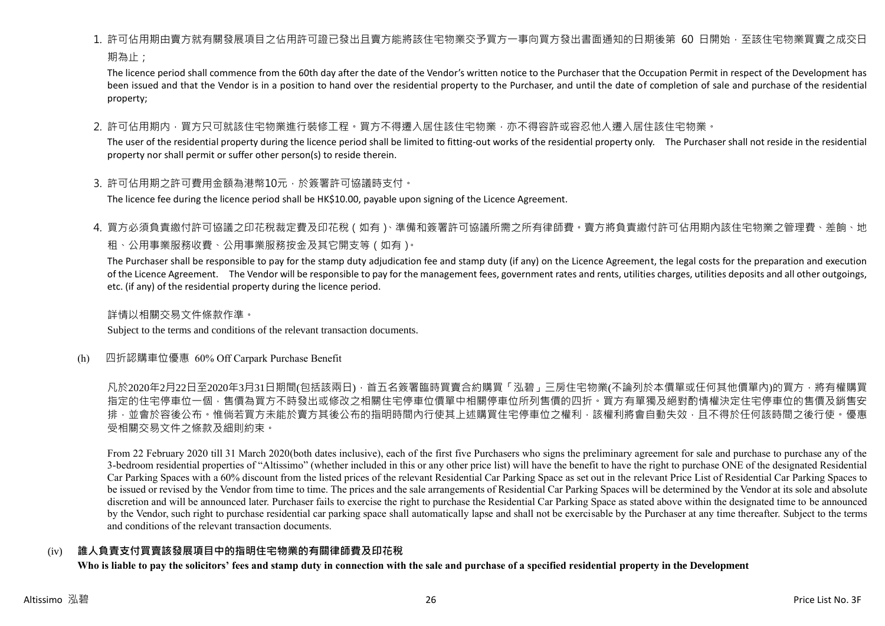1. 許可佔用期由賣方就有關發展項目之佔用許可證已發出且賣方能將該住宅物業交予買方一事向買方發出書面通知的日期後第 60 日開始，至該住宅物業買賣之成交日期為止；

   The licence period shall commence from the 60th day after the date of the Vendor's written notice to the Purchaser that the Occupation Permit in respect of the Development has been issued and that the Vendor is in a position to hand over the residential property to the Purchaser, and until the date of completion of sale and purchase of the residential property;

2. 許可佔用期內，買方只可就該住宅物業進行裝修工程。買方不得遷入居住該住宅物業，亦不得容許或容忍他人遷入居住該住宅物業。

   The user of the residential property during the licence period shall be limited to fitting-out works of the residential property only. The Purchaser shall not reside in the residential property nor shall permit or suffer other person(s) to reside therein.

3. 許可佔用期之許可費用金額為港幣10元，於簽署許可協議時支付。

   The licence fee during the licence period shall be HK$10.00, payable upon signing of the Licence Agreement.

4. 買方必須負責繳付許可協議之印花稅裁定費及印花稅（如有）、準備和簽署許可協議所需之所有律師費。賣方將負責繳付許可佔用期內該住宅物業之管理費、差餉、地租、公用事業服務收費、公用事業服務按金及其它開支等（如有）。

   The Purchaser shall be responsible to pay for the stamp duty adjudication fee and stamp duty (if any) on the Licence Agreement, the legal costs for the preparation and execution of the Licence Agreement. The Vendor will be responsible to pay for the management fees, government rates and rents, utilities charges, utilities deposits and all other outgoings, etc. (if any) of the residential property during the licence period.

詳情以相關交易文件條款作準。

Subject to the terms and conditions of the relevant transaction documents.

(h) 四折認購車位優惠 60% Off Carpark Purchase Benefit

凡於2020年2月22日至2020年3月31日期間(包括該兩日)，首五名簽署臨時買賣合約購買「泓碧」三房住宅物業(不論列於本價單或任何其他價單內)的買方，將有權購買指定的住宅停車位一個，售價為買方不時發出或修改之相關住宅停車位價單中相關停車位所列售價的四折。買方有單獨及絕對酌情權決定住宅停車位的售價及銷售安排，並會於容後公布。惟倘若買方未能於賣方其後公布的指明時間內行使其上述購買住宅停車位之權利，該權利將會自動失效，且不得於任何該時間之後行使。優惠受相關交易文件之條款及細則約束。

From 22 February 2020 till 31 March 2020(both dates inclusive), each of the first five Purchasers who signs the preliminary agreement for sale and purchase to purchase any of the 3-bedroom residential properties of "Altissimo" (whether included in this or any other price list) will have the benefit to have the right to purchase ONE of the designated Residential Car Parking Spaces with a 60% discount from the listed prices of the relevant Residential Car Parking Space as set out in the relevant Price List of Residential Car Parking Spaces to be issued or revised by the Vendor from time to time. The prices and the sale arrangements of Residential Car Parking Spaces will be determined by the Vendor at its sole and absolute discretion and will be announced later. Purchaser fails to exercise the right to purchase the Residential Car Parking Space as stated above within the designated time to be announced by the Vendor, such right to purchase residential car parking space shall automatically lapse and shall not be exercisable by the Purchaser at any time thereafter. Subject to the terms and conditions of the relevant transaction documents.

### (iv) 誰人負責支付買賣該發展項目中的指明住宅物業的有關律師費及印花稅
**Who is liable to pay the solicitors' fees and stamp duty in connection with the sale and purchase of a specified residential property in the Development**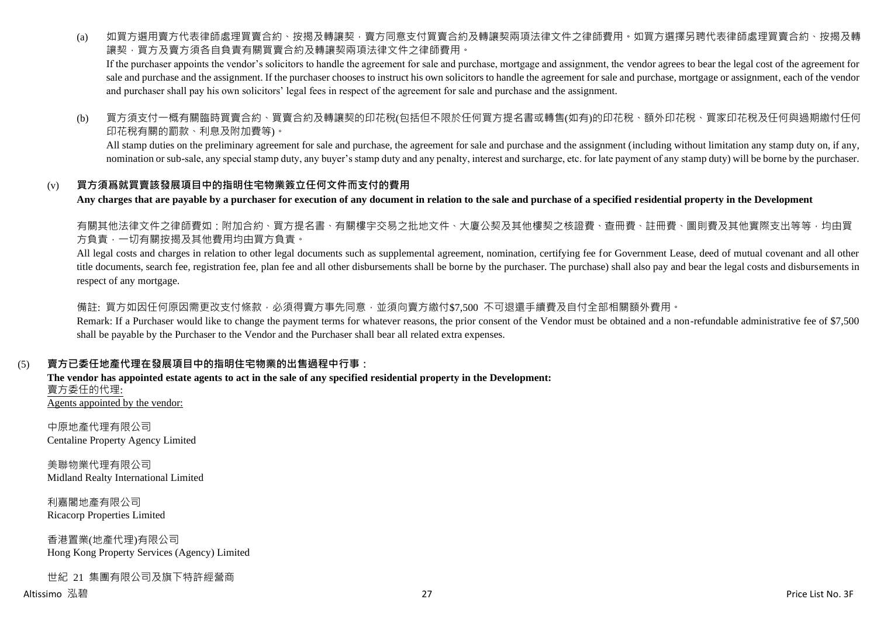(a) 如買方選用賣方代表律師處理買賣合約、按揭及轉讓契，賣方同意支付買賣合約及轉讓契兩項法律文件之律師費用。如買方選擇另聘代表律師處理買賣合約、按揭及轉讓契，買方及賣方須各自負責有關買賣合約及轉讓契兩項法律文件之律師費用。

If the purchaser appoints the vendor's solicitors to handle the agreement for sale and purchase, mortgage and assignment, the vendor agrees to bear the legal cost of the agreement for sale and purchase and the assignment. If the purchaser chooses to instruct his own solicitors to handle the agreement for sale and purchase, mortgage or assignment, each of the vendor and purchaser shall pay his own solicitors' legal fees in respect of the agreement for sale and purchase and the assignment.

(b) 買方須支付一概有關臨時買賣合約、買賣合約及轉讓契的印花稅(包括但不限於任何買方提名書或轉售(如有)的印花稅、額外印花稅、買家印花稅及任何與過期繳付任何印花稅有關的罰款、利息及附加費等)。

All stamp duties on the preliminary agreement for sale and purchase, the agreement for sale and purchase and the assignment (including without limitation any stamp duty on, if any, nomination or sub-sale, any special stamp duty, any buyer's stamp duty and any penalty, interest and surcharge, etc. for late payment of any stamp duty) will be borne by the purchaser.

### (v) 買方須爲就買賣該發展項目中的指明住宅物業簽立任何文件而支付的費用

**Any charges that are payable by a purchaser for execution of any document in relation to the sale and purchase of a specified residential property in the Development**

有關其他法律文件之律師費如：附加合約、買方提名書、有關樓宇交易之批地文件、大廈公契及其他樓契之核證費、查冊費、註冊費、圖則費及其他實際支出等等，均由買方負責，一切有關按揭及其他費用均由買方負責。

All legal costs and charges in relation to other legal documents such as supplemental agreement, nomination, certifying fee for Government Lease, deed of mutual covenant and all other title documents, search fee, registration fee, plan fee and all other disbursements shall be borne by the purchaser. The purchase) shall also pay and bear the legal costs and disbursements in respect of any mortgage.

備註: 買方如因任何原因需更改支付條款，必須得賣方事先同意，並須向賣方繳付$7,500 不可退還手續費及自付全部相關額外費用。

Remark: If a Purchaser would like to change the payment terms for whatever reasons, the prior consent of the Vendor must be obtained and a non-refundable administrative fee of $7,500 shall be payable by the Purchaser to the Vendor and the Purchaser shall bear all related extra expenses.

## (5) 賣方已委任地產代理在發展項目中的指明住宅物業的出售過程中行事：

**The vendor has appointed estate agents to act in the sale of any specified residential property in the Development:**

<u>賣方委任的代理:</u>

<u>Agents appointed by the vendor:</u>

中原地產代理有限公司
Centaline Property Agency Limited

美聯物業代理有限公司
Midland Realty International Limited

利嘉閣地產有限公司
Ricacorp Properties Limited

香港置業(地產代理)有限公司
Hong Kong Property Services (Agency) Limited

世紀 21 集團有限公司及旗下特許經營商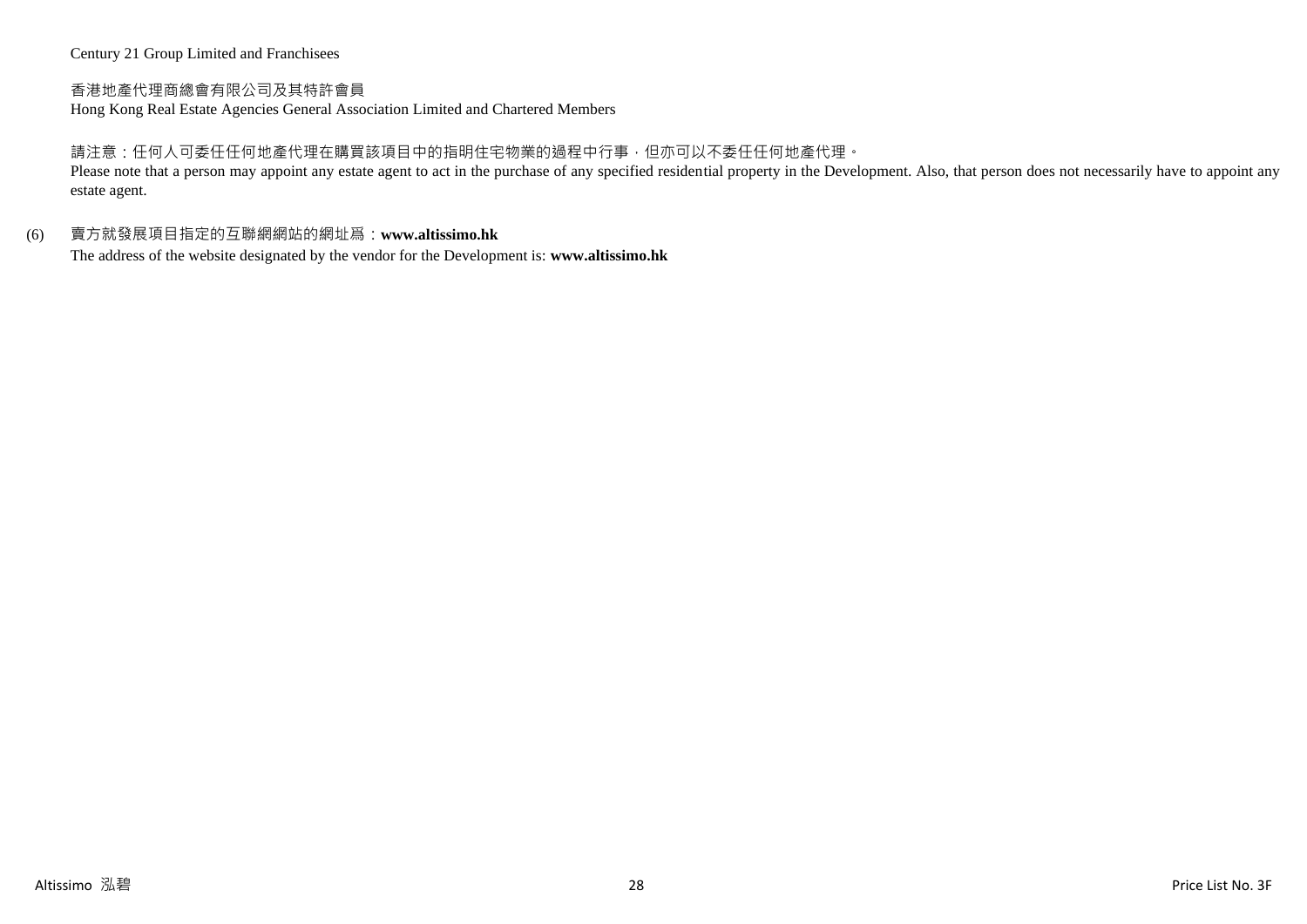Century 21 Group Limited and Franchisees

香港地產代理商總會有限公司及其特許會員
Hong Kong Real Estate Agencies General Association Limited and Chartered Members

請注意：任何人可委任任何地產代理在購買該項目中的指明住宅物業的過程中行事，但亦可以不委任任何地產代理。
Please note that a person may appoint any estate agent to act in the purchase of any specified residential property in the Development. Also, that person does not necessarily have to appoint any estate agent.

(6) 賣方就發展項目指定的互聯網網站的網址爲：**www.altissimo.hk**
The address of the website designated by the vendor for the Development is: **www.altissimo.hk**